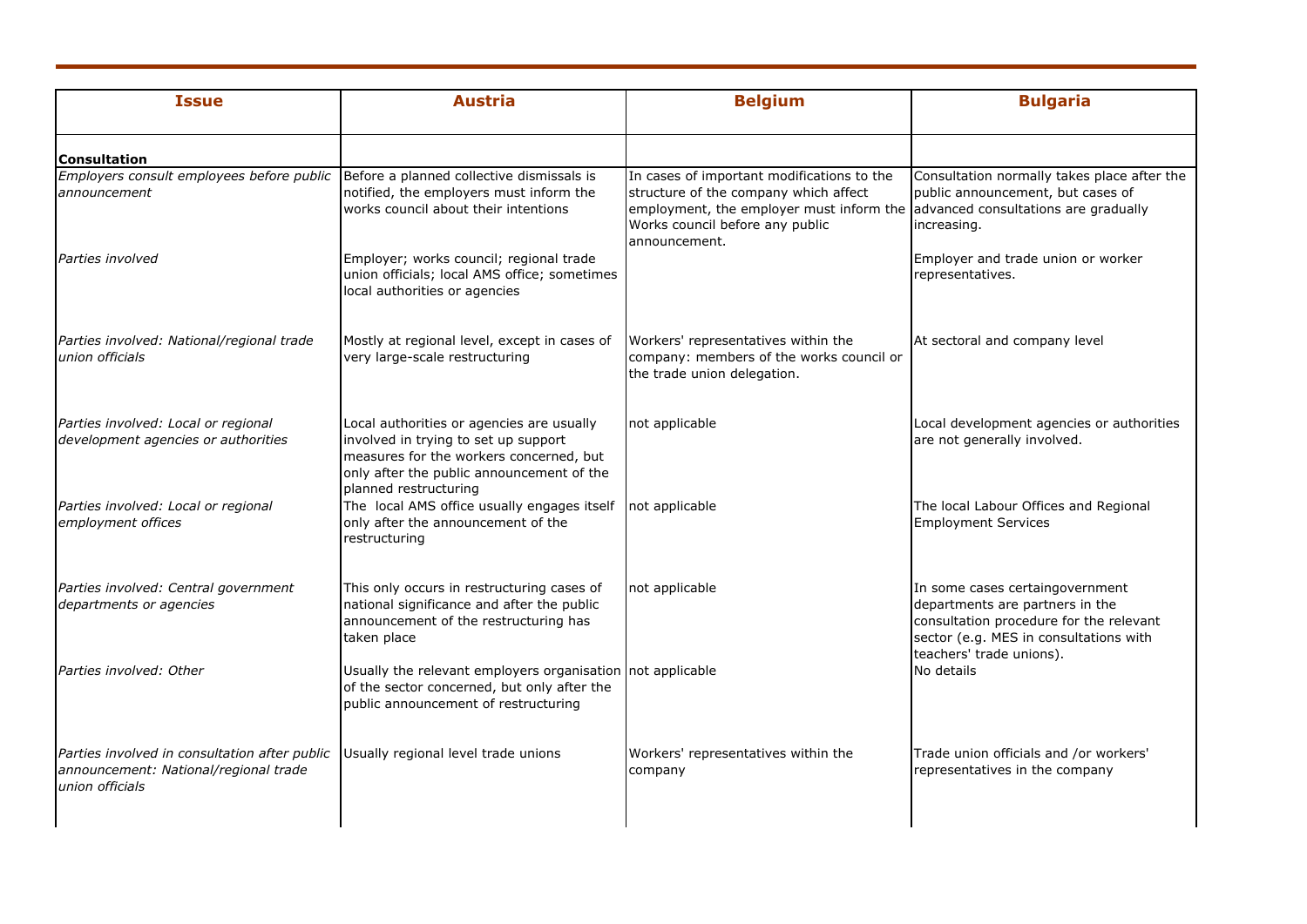| Issue | Austria | Belgium | Bulgaria |
|---|---|---|---|
| **Consultation** | | | |
| *Employers consult employees before public announcement* | Before a planned collective dismissals is notified, the employers must inform the works council about their intentions | In cases of important modifications to the structure of the company which affect employment, the employer must inform the Works council before any public announcement. | Consultation normally takes place after the public announcement, but cases of advanced consultations are gradually increasing. |
| *Parties involved* | Employer; works council; regional trade union officials; local AMS office; sometimes local authorities or agencies | | Employer and trade union or worker representatives. |
| *Parties involved: National/regional trade union officials* | Mostly at regional level, except in cases of very large-scale restructuring | Workers' representatives within the company: members of the works council or the trade union delegation. | At sectoral and company level |
| *Parties involved: Local or regional development agencies or authorities* | Local authorities or agencies are usually involved in trying to set up support measures for the workers concerned, but only after the public announcement of the planned restructuring | not applicable | Local development agencies or authorities are not generally involved. |
| *Parties involved: Local or regional employment offices* | The local AMS office usually engages itself only after the announcement of the restructuring | not applicable | The local Labour Offices and Regional Employment Services |
| *Parties involved: Central government departments or agencies* | This only occurs in restructuring cases of national significance and after the public announcement of the restructuring has taken place | not applicable | In some cases certaingovernment departments are partners in the consultation procedure for the relevant sector (e.g. MES in consultations with teachers' trade unions). |
| *Parties involved: Other* | Usually the relevant employers organisation of the sector concerned, but only after the public announcement of restructuring | not applicable | No details |
| *Parties involved in consultation after public announcement: National/regional trade union officials* | Usually regional level trade unions | Workers' representatives within the company | Trade union officials and /or workers' representatives in the company |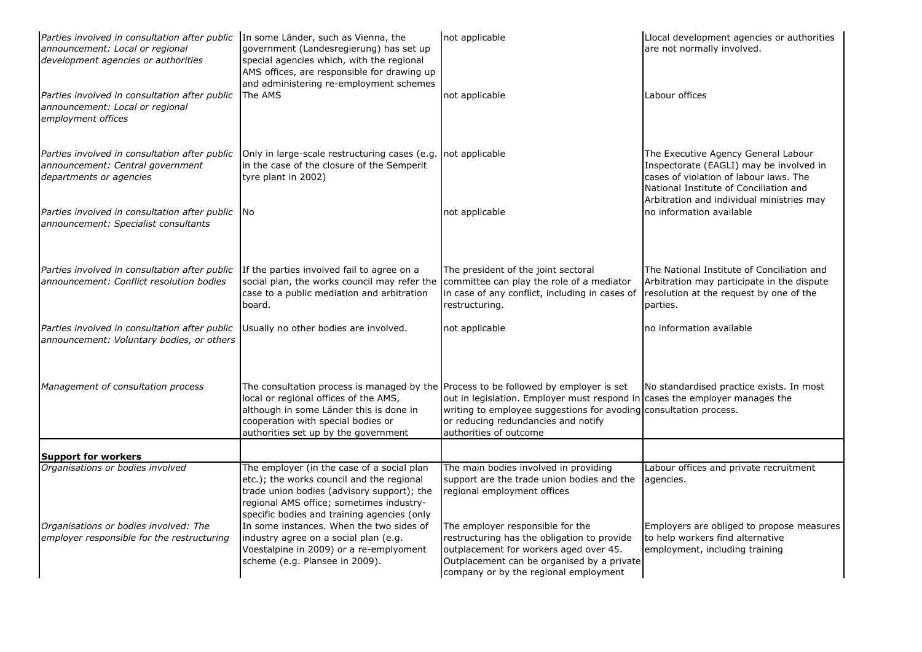| | | | |
|---|---|---|---|
| *Parties involved in consultation after public announcement: Local or regional development agencies or authorities* | In some Länder, such as Vienna, the government (Landesregierung) has set up special agencies which, with the regional AMS offices, are responsible for drawing up and administering re-employment schemes | not applicable | Llocal development agencies or authorities are not normally involved. |
| *Parties involved in consultation after public announcement: Local or regional employment offices* | The AMS | not applicable | Labour offices |
| *Parties involved in consultation after public announcement: Central government departments or agencies* | Only in large-scale restructuring cases (e.g. in the case of the closure of the Semperit tyre plant in 2002) | not applicable | The Executive Agency General Labour Inspectorate (EAGLI) may be involved in cases of violation of labour laws. The National Institute of Conciliation and Arbitration and individual ministries may |
| *Parties involved in consultation after public announcement: Specialist consultants* | No | not applicable | no information available |
| *Parties involved in consultation after public announcement: Conflict resolution bodies* | If the parties involved fail to agree on a social plan, the works council may refer the case to a public mediation and arbitration board. | The president of the joint sectoral committee can play the role of a mediator in case of any conflict, including in cases of restructuring. | The National Institute of Conciliation and Arbitration may participate in the dispute resolution at the request by one of the parties. |
| *Parties involved in consultation after public announcement: Voluntary bodies, or others* | Usually no other bodies are involved. | not applicable | no information available |
| *Management of consultation process* | The consultation process is managed by the local or regional offices of the AMS, although in some Länder this is done in cooperation with special bodies or authorities set up by the government | Process to be followed by employer is set out in legislation. Employer must respond in writing to employee suggestions for avoding or reducing redundancies and notify authorities of outcome | No standardised practice exists. In most cases the employer manages the consultation process. |
| **Support for workers** | | | |
| *Organisations or bodies involved* | The employer (in the case of a social plan etc.); the works council and the regional trade union bodies (advisory support); the regional AMS office; sometimes industry-specific bodies and training agencies (only | The main bodies involved in providing support are the trade union bodies and the regional employment offices | Labour offices and private recruitment agencies. |
| *Organisations or bodies involved: The employer responsible for the restructuring* | In some instances. When the two sides of industry agree on a social plan (e.g. Voestalpine in 2009) or a re-emplyoment scheme (e.g. Plansee in 2009). | The employer responsible for the restructuring has the obligation to provide outplacement for workers aged over 45. Outplacement can be organised by a private company or by the regional employment | Employers are obliged to propose measures to help workers find alternative employment, including training |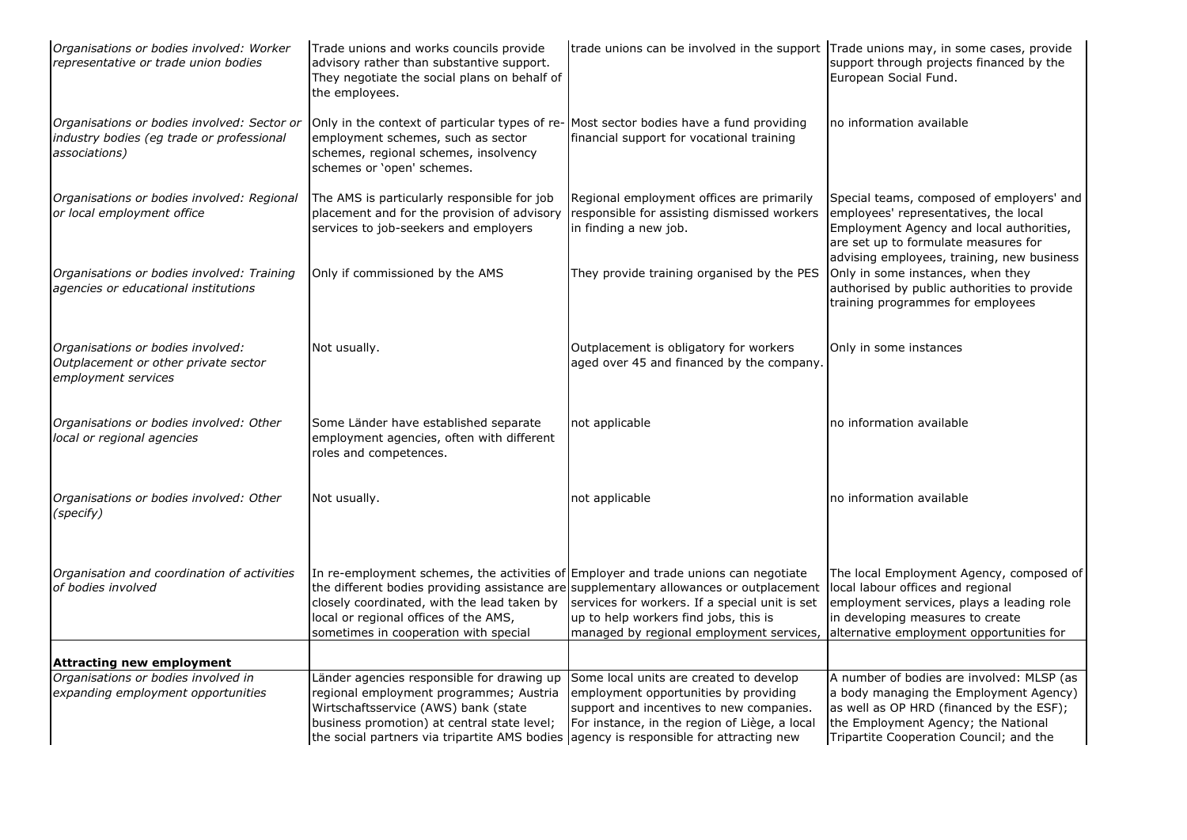| | | | |
|---|---|---|---|
| *Organisations or bodies involved: Worker representative or trade union bodies* | Trade unions and works councils provide advisory rather than substantive support. They negotiate the social plans on behalf of the employees. | trade unions can be involved in the support | Trade unions may, in some cases, provide support through projects financed by the European Social Fund. |
| *Organisations or bodies involved: Sector or industry bodies (eg trade or professional associations)* | Only in the context of particular types of re-employment schemes, such as sector schemes, regional schemes, insolvency schemes or 'open' schemes. | Most sector bodies have a fund providing financial support for vocational training | no information available |
| *Organisations or bodies involved: Regional or local employment office* | The AMS is particularly responsible for job placement and for the provision of advisory services to job-seekers and employers | Regional employment offices are primarily responsible for assisting dismissed workers in finding a new job. | Special teams, composed of employers' and employees' representatives, the local Employment Agency and local authorities, are set up to formulate measures for advising employees, training, new business |
| *Organisations or bodies involved: Training agencies or educational institutions* | Only if commissioned by the AMS | They provide training organised by the PES | Only in some instances, when they authorised by public authorities to provide training programmes for employees |
| *Organisations or bodies involved: Outplacement or other private sector employment services* | Not usually. | Outplacement is obligatory for workers aged over 45 and financed by the company. | Only in some instances |
| *Organisations or bodies involved: Other local or regional agencies* | Some Länder have established separate employment agencies, often with different roles and competences. | not applicable | no information available |
| *Organisations or bodies involved: Other (specify)* | Not usually. | not applicable | no information available |
| *Organisation and coordination of activities of bodies involved* | In re-employment schemes, the activities of the different bodies providing assistance are closely coordinated, with the lead taken by local or regional offices of the AMS, sometimes in cooperation with special | Employer and trade unions can negotiate supplementary allowances or outplacement services for workers. If a special unit is set up to help workers find jobs, this is managed by regional employment services, | The local Employment Agency, composed of local labour offices and regional employment services, plays a leading role in developing measures to create alternative employment opportunities for |
| **Attracting new employment** | | | |
| *Organisations or bodies involved in expanding employment opportunities* | Länder agencies responsible for drawing up regional employment programmes; Austria Wirtschaftsservice (AWS) bank (state business promotion) at central state level; the social partners via tripartite AMS bodies | Some local units are created to develop employment opportunities by providing support and incentives to new companies. For instance, in the region of Liège, a local agency is responsible for attracting new | A number of bodies are involved: MLSP (as a body managing the Employment Agency) as well as OP HRD (financed by the ESF); the Employment Agency; the National Tripartite Cooperation Council; and the |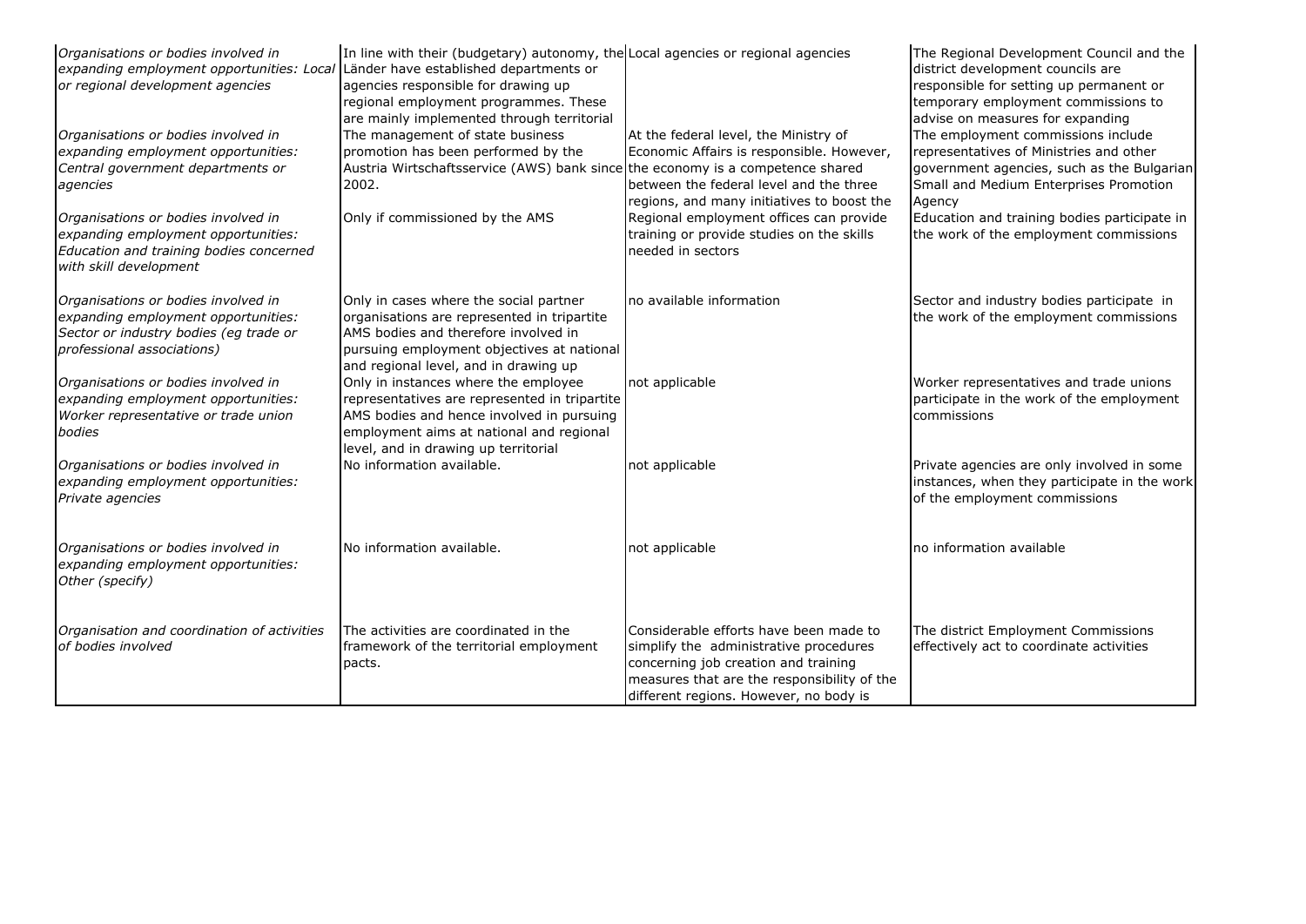| | | | |
|---|---|---|---|
| *Organisations or bodies involved in expanding employment opportunities: Local or regional development agencies* | In line with their (budgetary) autonomy, the Länder have established departments or agencies responsible for drawing up regional employment programmes. These are mainly implemented through territorial | Local agencies or regional agencies | The Regional Development Council and the district development councils are responsible for setting up permanent or temporary employment commissions to advise on measures for expanding |
| *Organisations or bodies involved in expanding employment opportunities: Central government departments or agencies* | The management of state business promotion has been performed by the Austria Wirtschaftsservice (AWS) bank since 2002. | At the federal level, the Ministry of Economic Affairs is responsible. However, the economy is a competence shared between the federal level and the three regions, and many initiatives to boost the | The employment commissions include representatives of Ministries and other government agencies, such as the Bulgarian Small and Medium Enterprises Promotion Agency |
| *Organisations or bodies involved in expanding employment opportunities: Education and training bodies concerned with skill development* | Only if commissioned by the AMS | Regional employment offices can provide training or provide studies on the skills needed in sectors | Education and training bodies participate in the work of the employment commissions |
| *Organisations or bodies involved in expanding employment opportunities: Sector or industry bodies (eg trade or professional associations)* | Only in cases where the social partner organisations are represented in tripartite AMS bodies and therefore involved in pursuing employment objectives at national and regional level, and in drawing up | no available information | Sector and industry bodies participate in the work of the employment commissions |
| *Organisations or bodies involved in expanding employment opportunities: Worker representative or trade union bodies* | Only in instances where the employee representatives are represented in tripartite AMS bodies and hence involved in pursuing employment aims at national and regional level, and in drawing up territorial | not applicable | Worker representatives and trade unions participate in the work of the employment commissions |
| *Organisations or bodies involved in expanding employment opportunities: Private agencies* | No information available. | not applicable | Private agencies are only involved in some instances, when they participate in the work of the employment commissions |
| *Organisations or bodies involved in expanding employment opportunities: Other (specify)* | No information available. | not applicable | no information available |
| *Organisation and coordination of activities of bodies involved* | The activities are coordinated in the framework of the territorial employment pacts. | Considerable efforts have been made to simplify the administrative procedures concerning job creation and training measures that are the responsibility of the different regions. However, no body is | The district Employment Commissions effectively act to coordinate activities |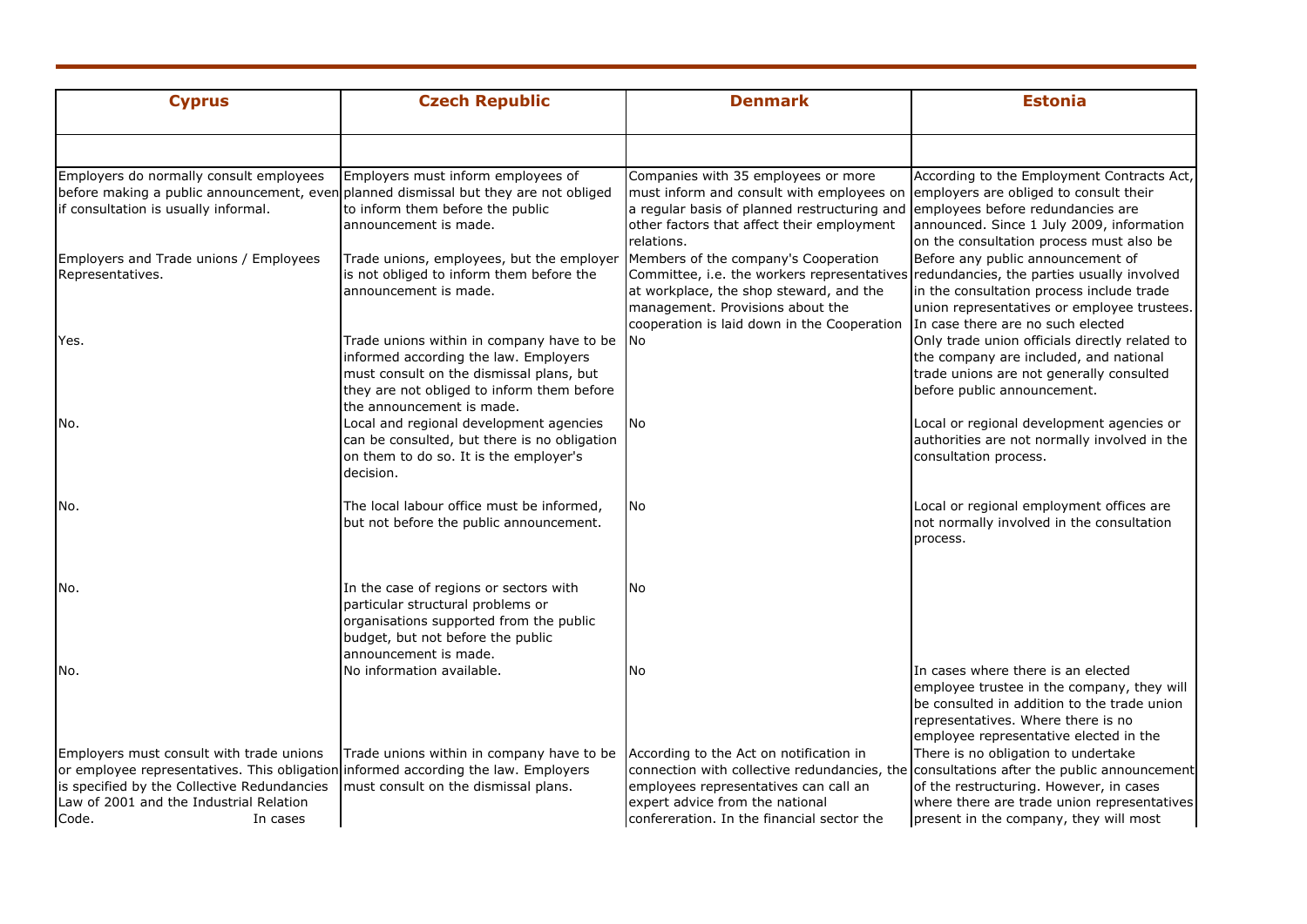| Cyprus | Czech Republic | Denmark | Estonia |
|---|---|---|---|
| | | | |
| Employers do normally consult employees before making a public announcement, even if consultation is usually informal. | Employers must inform employees of planned dismissal but they are not obliged to inform them before the public announcement is made. | Companies with 35 employees or more must inform and consult with employees on a regular basis of planned restructuring and other factors that affect their employment relations. | According to the Employment Contracts Act, employers are obliged to consult their employees before redundancies are announced. Since 1 July 2009, information on the consultation process must also be |
| Employers and Trade unions / Employees Representatives. | Trade unions, employees, but the employer is not obliged to inform them before the announcement is made. | Members of the company's Cooperation Committee, i.e. the workers representatives at workplace, the shop steward, and the management. Provisions about the cooperation is laid down in the Cooperation | Before any public announcement of redundancies, the parties usually involved in the consultation process include trade union representatives or employee trustees. In case there are no such elected |
| Yes. | Trade unions within in company have to be informed according the law. Employers must consult on the dismissal plans, but they are not obliged to inform them before the announcement is made. | No | Only trade union officials directly related to the company are included, and national trade unions are not generally consulted before public announcement. |
| No. | Local and regional development agencies can be consulted, but there is no obligation on them to do so. It is the employer's decision. | No | Local or regional development agencies or authorities are not normally involved in the consultation process. |
| No. | The local labour office must be informed, but not before the public announcement. | No | Local or regional employment offices are not normally involved in the consultation process. |
| No. | In the case of regions or sectors with particular structural problems or organisations supported from the public budget, but not before the public announcement is made. | No | |
| No. | No information available. | No | In cases where there is an elected employee trustee in the company, they will be consulted in addition to the trade union representatives. Where there is no employee representative elected in the |
| Employers must consult with trade unions or employee representatives. This obligation is specified by the Collective Redundancies Law of 2001 and the Industrial Relation Code. In cases | Trade unions within in company have to be informed according the law. Employers must consult on the dismissal plans. | According to the Act on notification in connection with collective redundancies, the employees representatives can call an expert advice from the national confereration. In the financial sector the | There is no obligation to undertake consultations after the public announcement of the restructuring. However, in cases where there are trade union representatives present in the company, they will most |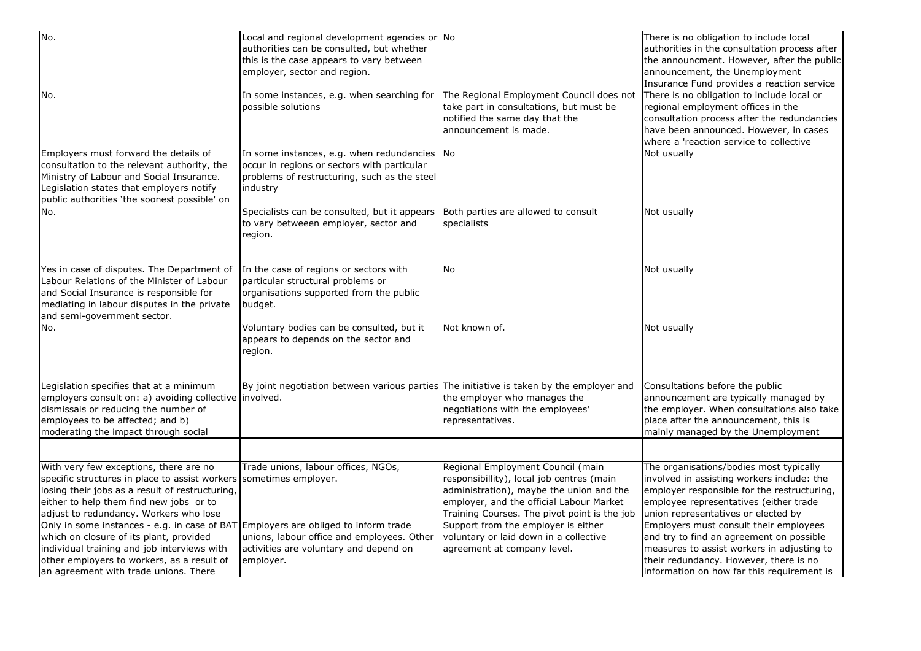| | | | |
|---|---|---|---|
| No. | Local and regional development agencies or authorities can be consulted, but whether this is the case appears to vary between employer, sector and region. | No | There is no obligation to include local authorities in the consultation process after the announcment. However, after the public announcement, the Unemployment Insurance Fund provides a reaction service |
| No. | In some instances, e.g. when searching for possible solutions | The Regional Employment Council does not take part in consultations, but must be notified the same day that the announcement is made. | There is no obligation to include local or regional employment offices in the consultation process after the redundancies have been announced. However, in cases where a 'reaction service to collective |
| Employers must forward the details of consultation to the relevant authority, the Ministry of Labour and Social Insurance. Legislation states that employers notify public authorities 'the soonest possible' on | In some instances, e.g. when redundancies occur in regions or sectors with particular problems of restructuring, such as the steel industry | No | Not usually |
| No. | Specialists can be consulted, but it appears to vary betweeen employer, sector and region. | Both parties are allowed to consult specialists | Not usually |
| Yes in case of disputes. The Department of Labour Relations of the Minister of Labour and Social Insurance is responsible for mediating in labour disputes in the private and semi-government sector. | In the case of regions or sectors with particular structural problems or organisations supported from the public budget. | No | Not usually |
| No. | Voluntary bodies can be consulted, but it appears to depends on the sector and region. | Not known of. | Not usually |
| Legislation specifies that at a minimum employers consult on: a) avoiding collective dismissals or reducing the number of employees to be affected; and b) moderating the impact through social | By joint negotiation between various parties involved. | The initiative is taken by the employer and the employer who manages the negotiations with the employees' representatives. | Consultations before the public announcement are typically managed by the employer. When consultations also take place after the announcement, this is mainly managed by the Unemployment |
| | | | |
| With very few exceptions, there are no specific structures in place to assist workers losing their jobs as a result of restructuring, either to help them find new jobs or to adjust to redundancy. Workers who lose | Trade unions, labour offices, NGOs, sometimes employer. | Regional Employment Council (main responsibillity), local job centres (main administration), maybe the union and the employer, and the official Labour Market Training Courses. The pivot point is the job | The organisations/bodies most typically involved in assisting workers include: the employer responsible for the restructuring, employee representatives (either trade union representatives or elected by |
| Only in some instances - e.g. in case of BAT which on closure of its plant, provided individual training and job interviews with other employers to workers, as a result of an agreement with trade unions. There | Employers are obliged to inform trade unions, labour office and employees. Other activities are voluntary and depend on employer. | Support from the employer is either voluntary or laid down in a collective agreement at company level. | Employers must consult their employees and try to find an agreement on possible measures to assist workers in adjusting to their redundancy. However, there is no information on how far this requirement is |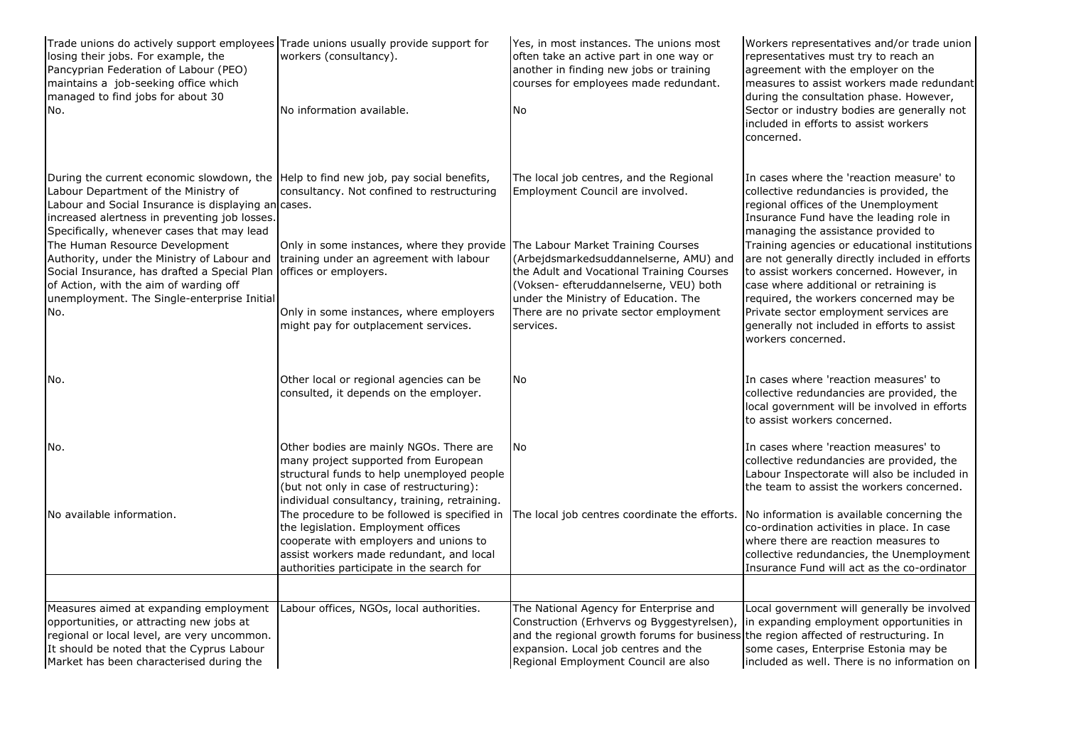| | | | |
|---|---|---|---|
| Trade unions do actively support employees losing their jobs. For example, the Pancyprian Federation of Labour (PEO) maintains a job-seeking office which managed to find jobs for about 30 | Trade unions usually provide support for workers (consultancy). | Yes, in most instances. The unions most often take an active part in one way or another in finding new jobs or training courses for employees made redundant. | Workers representatives and/or trade union representatives must try to reach an agreement with the employer on the measures to assist workers made redundant during the consultation phase. However, Sector or industry bodies are generally not included in efforts to assist workers concerned. |
| No. | No information available. | No | |
| During the current economic slowdown, the Labour Department of the Ministry of Labour and Social Insurance is displaying an increased alertness in preventing job losses. Specifically, whenever cases that may lead | Help to find new job, pay social benefits, consultancy. Not confined to restructuring cases. | The local job centres, and the Regional Employment Council are involved. | In cases where the 'reaction measure' to collective redundancies is provided, the regional offices of the Unemployment Insurance Fund have the leading role in managing the assistance provided to |
| The Human Resource Development Authority, under the Ministry of Labour and Social Insurance, has drafted a Special Plan of Action, with the aim of warding off unemployment. The Single-enterprise Initial | Only in some instances, where they provide training under an agreement with labour offices or employers. | The Labour Market Training Courses (Arbejdsmarkedsuddannelserne, AMU) and the Adult and Vocational Training Courses (Voksen- efteruddannelserne, VEU) both under the Ministry of Education. The | Training agencies or educational institutions are not generally directly included in efforts to assist workers concerned. However, in case where additional or retraining is required, the workers concerned may be |
| No. | Only in some instances, where employers might pay for outplacement services. | There are no private sector employment services. | Private sector employment services are generally not included in efforts to assist workers concerned. |
| No. | Other local or regional agencies can be consulted, it depends on the employer. | No | In cases where 'reaction measures' to collective redundancies are provided, the local government will be involved in efforts to assist workers concerned. |
| No. | Other bodies are mainly NGOs. There are many project supported from European structural funds to help unemployed people (but not only in case of restructuring): individual consultancy, training, retraining. | No | In cases where 'reaction measures' to collective redundancies are provided, the Labour Inspectorate will also be included in the team to assist the workers concerned. |
| No available information. | The procedure to be followed is specified in the legislation. Employment offices cooperate with employers and unions to assist workers made redundant, and local authorities participate in the search for | The local job centres coordinate the efforts. | No information is available concerning the co-ordination activities in place. In case where there are reaction measures to collective redundancies, the Unemployment Insurance Fund will act as the co-ordinator |
| | | | |
| Measures aimed at expanding employment opportunities, or attracting new jobs at regional or local level, are very uncommon. It should be noted that the Cyprus Labour Market has been characterised during the | Labour offices, NGOs, local authorities. | The National Agency for Enterprise and Construction (Erhvervs og Byggestyrelsen), and the regional growth forums for business expansion. Local job centres and the Regional Employment Council are also | Local government will generally be involved in expanding employment opportunities in the region affected of restructuring. In some cases, Enterprise Estonia may be included as well. There is no information on |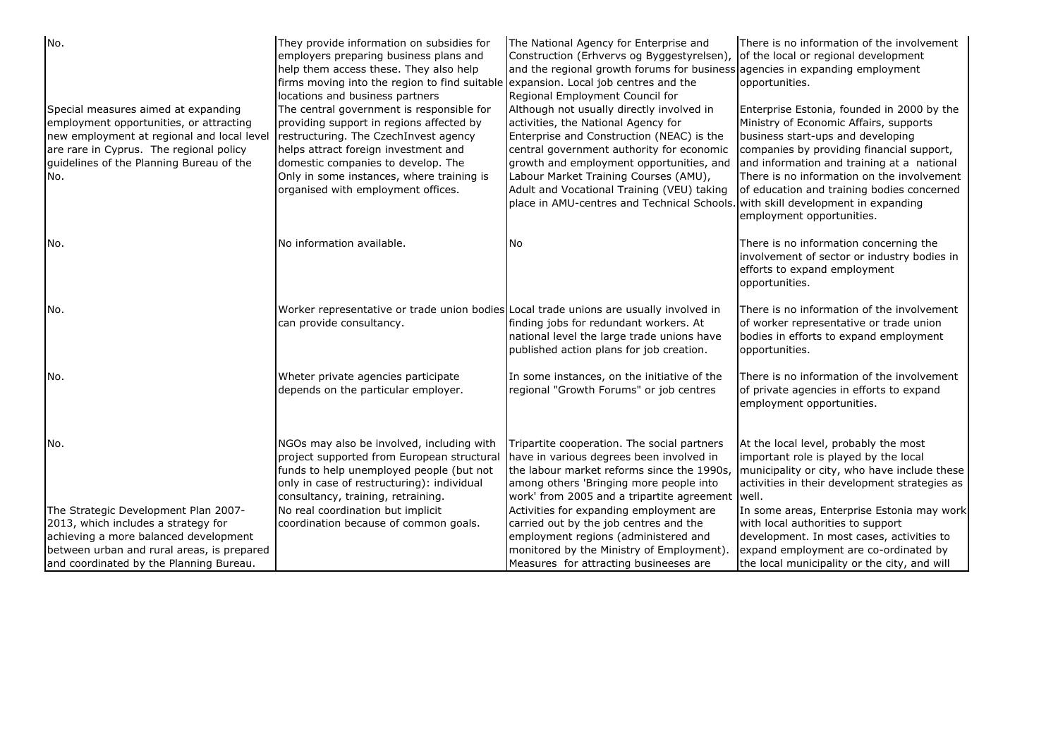| | | | |
|---|---|---|---|
| No. | They provide information on subsidies for employers preparing business plans and help them access these. They also help firms moving into the region to find suitable locations and business partners | The National Agency for Enterprise and Construction (Erhvervs og Byggestyrelsen), and the regional growth forums for business expansion. Local job centres and the Regional Employment Council for | There is no information of the involvement of the local or regional development agencies in expanding employment opportunities. |
| Special measures aimed at expanding employment opportunities, or attracting new employment at regional and local level are rare in Cyprus. The regional policy guidelines of the Planning Bureau of the | The central government is responsible for providing support in regions affected by restructuring. The CzechInvest agency helps attract foreign investment and domestic companies to develop. The | Although not usually directly involved in activities, the National Agency for Enterprise and Construction (NEAC) is the central government authority for economic growth and employment opportunities, and | Enterprise Estonia, founded in 2000 by the Ministry of Economic Affairs, supports business start-ups and developing companies by providing financial support, and information and training at a national |
| No. | Only in some instances, where training is organised with employment offices. | Labour Market Training Courses (AMU), Adult and Vocational Training (VEU) taking place in AMU-centres and Technical Schools. | There is no information on the involvement of education and training bodies concerned with skill development in expanding employment opportunities. |
| No. | No information available. | No | There is no information concerning the involvement of sector or industry bodies in efforts to expand employment opportunities. |
| No. | Worker representative or trade union bodies can provide consultancy. | Local trade unions are usually involved in finding jobs for redundant workers. At national level the large trade unions have published action plans for job creation. | There is no information of the involvement of worker representative or trade union bodies in efforts to expand employment opportunities. |
| No. | Wheter private agencies participate depends on the particular employer. | In some instances, on the initiative of the regional "Growth Forums" or job centres | There is no information of the involvement of private agencies in efforts to expand employment opportunities. |
| No. | NGOs may also be involved, including with project supported from European structural funds to help unemployed people (but not only in case of restructuring): individual consultancy, training, retraining. | Tripartite cooperation. The social partners have in various degrees been involved in the labour market reforms since the 1990s, among others 'Bringing more people into work' from 2005 and a tripartite agreement | At the local level, probably the most important role is played by the local municipality or city, who have include these activities in their development strategies as well. |
| The Strategic Development Plan 2007-2013, which includes a strategy for achieving a more balanced development between urban and rural areas, is prepared and coordinated by the Planning Bureau. | No real coordination but implicit coordination because of common goals. | Activities for expanding employment are carried out by the job centres and the employment regions (administered and monitored by the Ministry of Employment). Measures for attracting busineeses are | In some areas, Enterprise Estonia may work with local authorities to support development. In most cases, activities to expand employment are co-ordinated by the local municipality or the city, and will |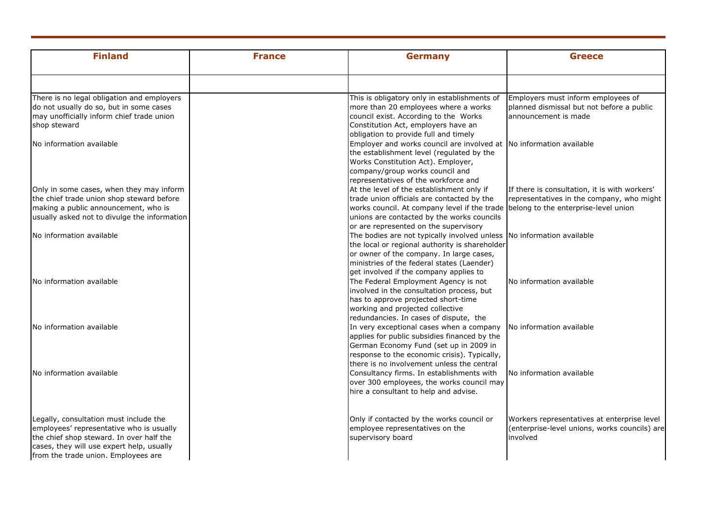| Finland | France | Germany | Greece |
|---|---|---|---|
| | | | |
| There is no legal obligation and employers do not usually do so, but in some cases may unofficially inform chief trade union shop steward | | This is obligatory only in establishments of more than 20 employees where a works council exist. According to the Works Constitution Act, employers have an obligation to provide full and timely | Employers must inform employees of planned dismissal but not before a public announcement is made |
| No information available | | Employer and works council are involved at the establishment level (regulated by the Works Constitution Act). Employer, company/group works council and representatives of the workforce and | No information available |
| Only in some cases, when they may inform the chief trade union shop steward before making a public announcement, who is usually asked not to divulge the information | | At the level of the establishment only if trade union officials are contacted by the works council. At company level if the trade unions are contacted by the works councils or are represented on the supervisory | If there is consultation, it is with workers' representatives in the company, who might belong to the enterprise-level union |
| No information available | | The bodies are not typically involved unless the local or regional authority is shareholder or owner of the company. In large cases, ministries of the federal states (Laender) get involved if the company applies to | No information available |
| No information available | | The Federal Employment Agency is not involved in the consultation process, but has to approve projected short-time working and projected collective redundancies. In cases of dispute, the | No information available |
| No information available | | In very exceptional cases when a company applies for public subsidies financed by the German Economy Fund (set up in 2009 in response to the economic crisis). Typically, there is no involvement unless the central | No information available |
| No information available | | Consultancy firms. In establishments with over 300 employees, the works council may hire a consultant to help and advise. | No information available |
| Legally, consultation must include the employees' representative who is usually the chief shop steward. In over half the cases, they will use expert help, usually from the trade union. Employees are | | Only if contacted by the works council or employee representatives on the supervisory board | Workers representatives at enterprise level (enterprise-level unions, works councils) are involved |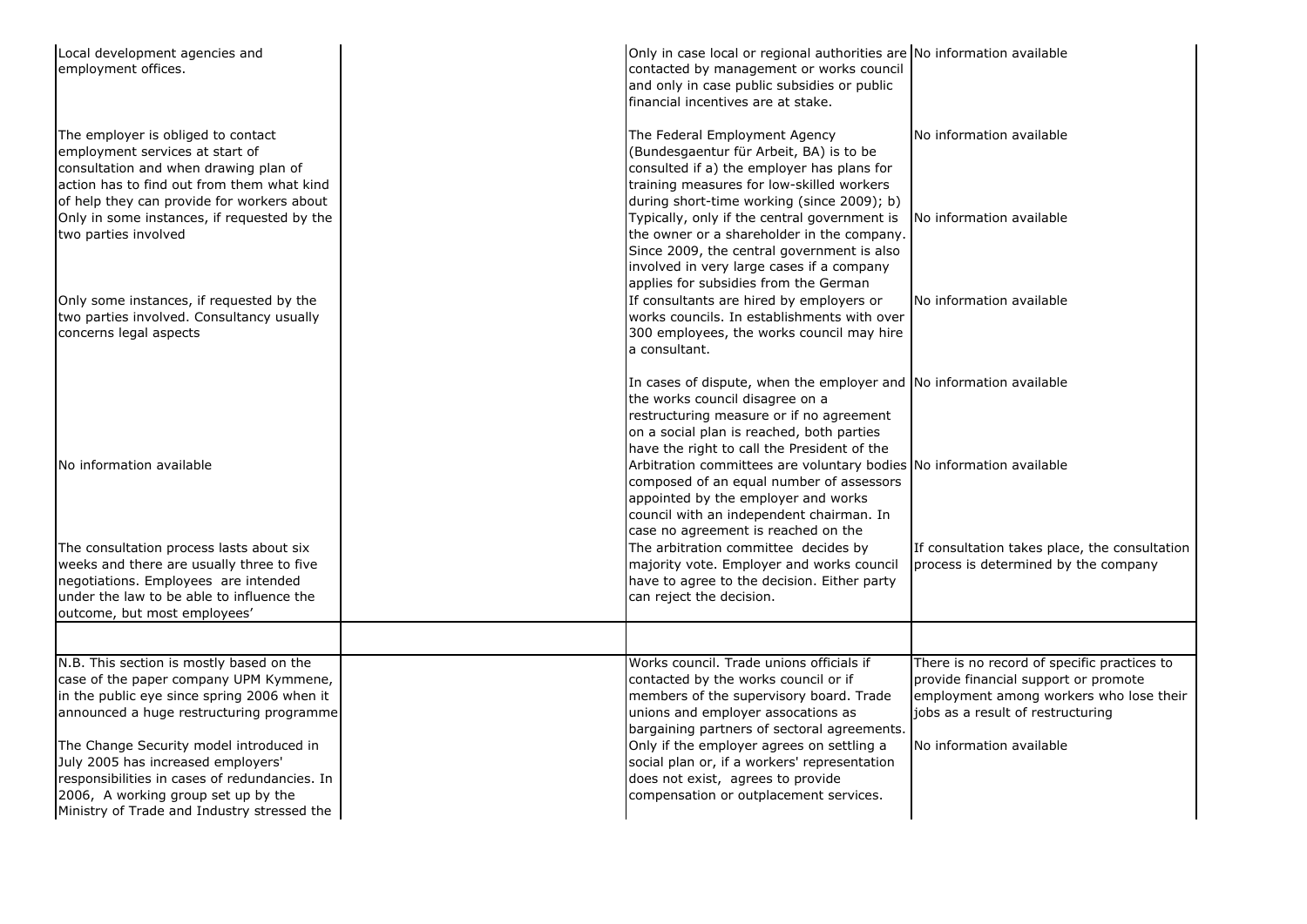| | | | |
|---|---|---|---|
| Local development agencies and employment offices. | | Only in case local or regional authorities are contacted by management or works council and only in case public subsidies or public financial incentives are at stake. | No information available |
| The employer is obliged to contact employment services at start of consultation and when drawing plan of action has to find out from them what kind of help they can provide for workers about | | The Federal Employment Agency (Bundesgaentur für Arbeit, BA) is to be consulted if a) the employer has plans for training measures for low-skilled workers during short-time working (since 2009); b) | No information available |
| Only in some instances, if requested by the two parties involved | | Typically, only if the central government is the owner or a shareholder in the company. Since 2009, the central government is also involved in very large cases if a company applies for subsidies from the German | No information available |
| Only some instances, if requested by the two parties involved. Consultancy usually concerns legal aspects | | If consultants are hired by employers or works councils. In establishments with over 300 employees, the works council may hire a consultant. | No information available |
| | | In cases of dispute, when the employer and the works council disagree on a restructuring measure or if no agreement on a social plan is reached, both parties have the right to call the President of the | No information available |
| No information available | | Arbitration committees are voluntary bodies composed of an equal number of assessors appointed by the employer and works council with an independent chairman. In case no agreement is reached on the | No information available |
| The consultation process lasts about six weeks and there are usually three to five negotiations. Employees are intended under the law to be able to influence the outcome, but most employees' | | The arbitration committee decides by majority vote. Employer and works council have to agree to the decision. Either party can reject the decision. | If consultation takes place, the consultation process is determined by the company |
| | | | |
| N.B. This section is mostly based on the case of the paper company UPM Kymmene, in the public eye since spring 2006 when it announced a huge restructuring programme | | Works council. Trade unions officials if contacted by the works council or if members of the supervisory board. Trade unions and employer assocations as bargaining partners of sectoral agreements. | There is no record of specific practices to provide financial support or promote employment among workers who lose their jobs as a result of restructuring |
| The Change Security model introduced in July 2005 has increased employers' responsibilities in cases of redundancies. In 2006, A working group set up by the Ministry of Trade and Industry stressed the | | Only if the employer agrees on settling a social plan or, if a workers' representation does not exist, agrees to provide compensation or outplacement services. | No information available |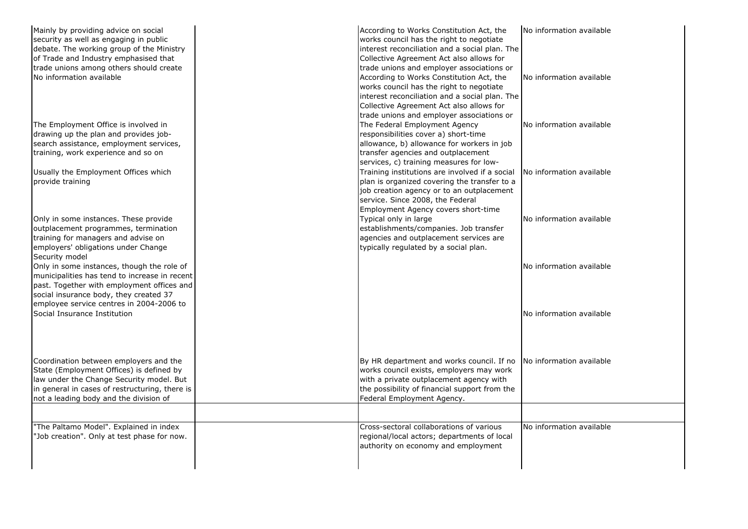| | | | |
|---|---|---|---|
| Mainly by providing advice on social security as well as engaging in public debate. The working group of the Ministry of Trade and Industry emphasised that trade unions among others should create | | According to Works Constitution Act, the works council has the right to negotiate interest reconciliation and a social plan. The Collective Agreement Act also allows for trade unions and employer associations or | No information available |
| No information available | | According to Works Constitution Act, the works council has the right to negotiate interest reconciliation and a social plan. The Collective Agreement Act also allows for trade unions and employer associations or | No information available |
| The Employment Office is involved in drawing up the plan and provides job-search assistance, employment services, training, work experience and so on | | The Federal Employment Agency responsibilities cover a) short-time allowance, b) allowance for workers in job transfer agencies and outplacement services, c) training measures for low- | No information available |
| Usually the Employment Offices which provide training | | Training institutions are involved if a social plan is organized covering the transfer to a job creation agency or to an outplacement service. Since 2008, the Federal Employment Agency covers short-time | No information available |
| Only in some instances. These provide outplacement programmes, termination training for managers and advise on employers' obligations under Change Security model | | Typical only in large establishments/companies. Job transfer agencies and outplacement services are typically regulated by a social plan. | No information available |
| Only in some instances, though the role of municipalities has tend to increase in recent past. Together with employment offices and social insurance body, they created 37 employee service centres in 2004-2006 to | | | No information available |
| Social Insurance Institution | | | No information available |
| Coordination between employers and the State (Employment Offices) is defined by law under the Change Security model. But in general in cases of restructuring, there is not a leading body and the division of | | By HR department and works council. If no works council exists, employers may work with a private outplacement agency with the possibility of financial support from the Federal Employment Agency. | No information available |
| | | | |
| "The Paltamo Model". Explained in index "Job creation". Only at test phase for now. | | Cross-sectoral collaborations of various regional/local actors; departments of local authority on economy and employment | No information available |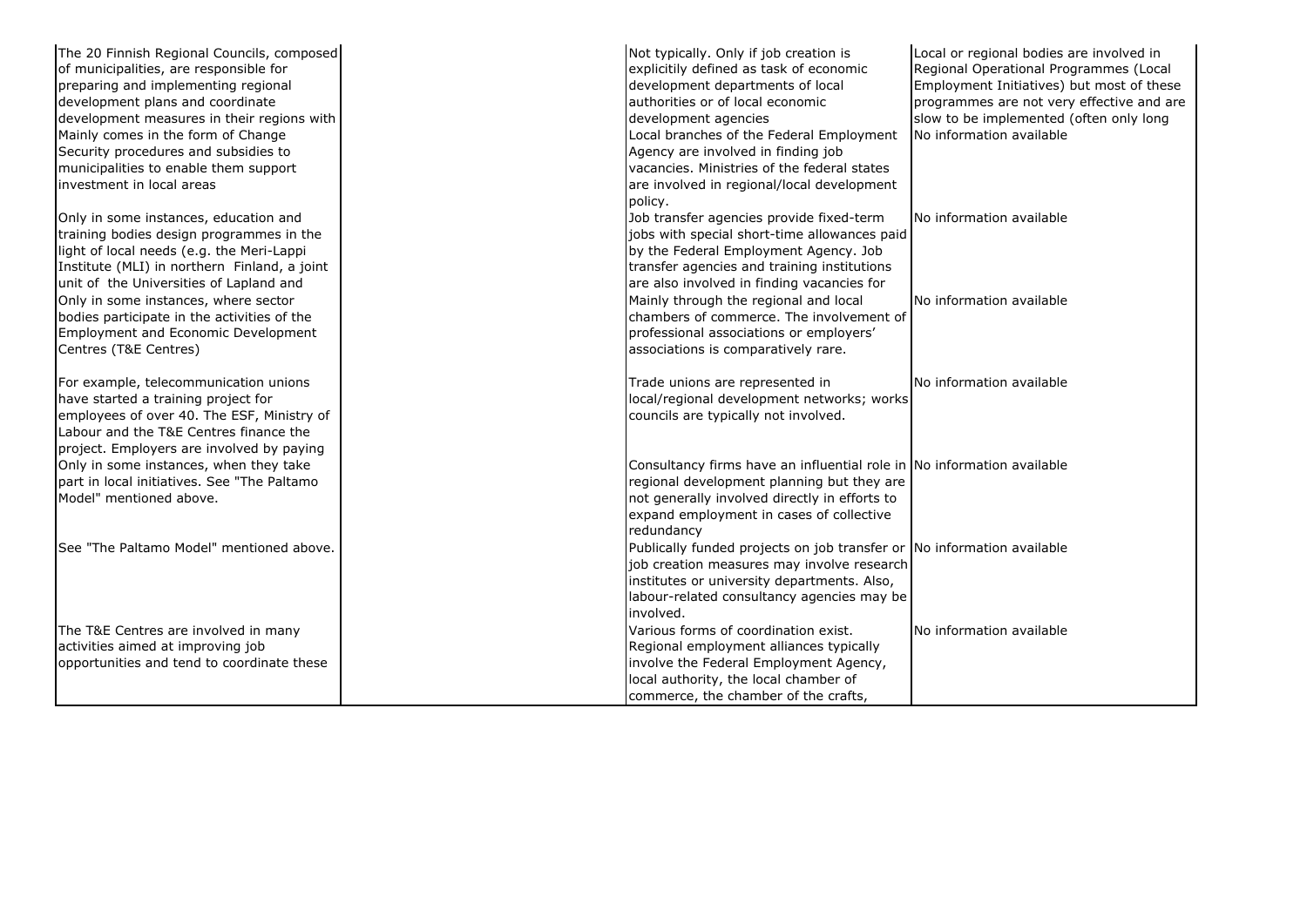| | | | |
|---|---|---|---|
| The 20 Finnish Regional Councils, composed of municipalities, are responsible for preparing and implementing regional development plans and coordinate development measures in their regions with | | Not typically. Only if job creation is explicitily defined as task of economic development departments of local authorities or of local economic development agencies | Local or regional bodies are involved in Regional Operational Programmes (Local Employment Initiatives) but most of these programmes are not very effective and are slow to be implemented (often only long |
| Mainly comes in the form of Change Security procedures and subsidies to municipalities to enable them support investment in local areas | | Local branches of the Federal Employment Agency are involved in finding job vacancies. Ministries of the federal states are involved in regional/local development policy. | No information available |
| Only in some instances, education and training bodies design programmes in the light of local needs (e.g. the Meri-Lappi Institute (MLI) in northern Finland, a joint unit of the Universities of Lapland and | | Job transfer agencies provide fixed-term jobs with special short-time allowances paid by the Federal Employment Agency. Job transfer agencies and training institutions are also involved in finding vacancies for | No information available |
| Only in some instances, where sector bodies participate in the activities of the Employment and Economic Development Centres (T&E Centres) | | Mainly through the regional and local chambers of commerce. The involvement of professional associations or employers' associations is comparatively rare. | No information available |
| For example, telecommunication unions have started a training project for employees of over 40. The ESF, Ministry of Labour and the T&E Centres finance the project. Employers are involved by paying | | Trade unions are represented in local/regional development networks; works councils are typically not involved. | No information available |
| Only in some instances, when they take part in local initiatives. See "The Paltamo Model" mentioned above. | | Consultancy firms have an influential role in regional development planning but they are not generally involved directly in efforts to expand employment in cases of collective redundancy | No information available |
| See "The Paltamo Model" mentioned above. | | Publically funded projects on job transfer or job creation measures may involve research institutes or university departments. Also, labour-related consultancy agencies may be involved. | No information available |
| The T&E Centres are involved in many activities aimed at improving job opportunities and tend to coordinate these | | Various forms of coordination exist. Regional employment alliances typically involve the Federal Employment Agency, local authority, the local chamber of commerce, the chamber of the crafts, | No information available |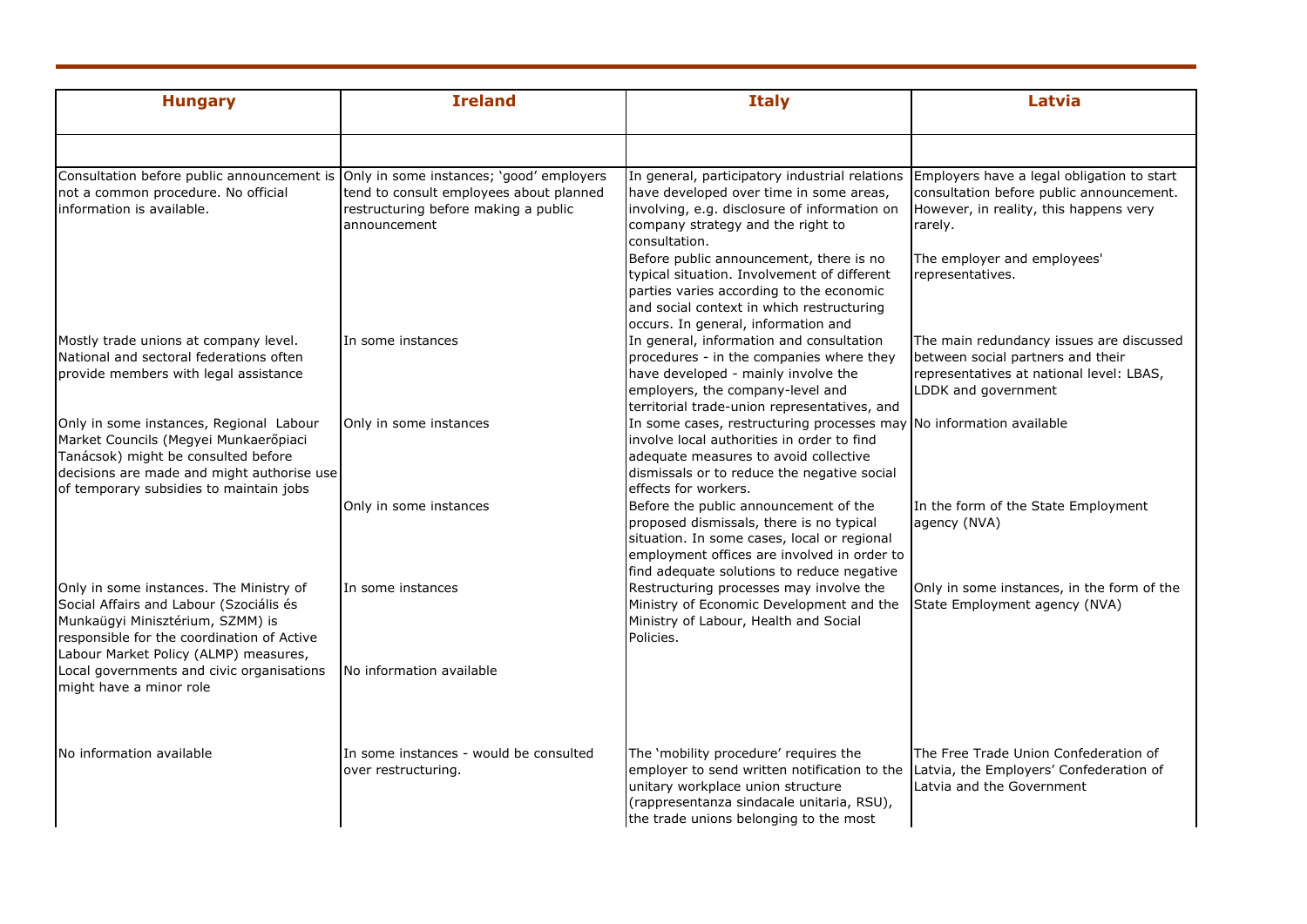| Hungary | Ireland | Italy | Latvia |
|---|---|---|---|
| | | | |
| Consultation before public announcement is not a common procedure. No official information is available. | Only in some instances; 'good' employers tend to consult employees about planned restructuring before making a public announcement | In general, participatory industrial relations have developed over time in some areas, involving, e.g. disclosure of information on company strategy and the right to consultation. | Employers have a legal obligation to start consultation before public announcement. However, in reality, this happens very rarely. |
| | | Before public announcement, there is no typical situation. Involvement of different parties varies according to the economic and social context in which restructuring occurs. In general, information and | The employer and employees' representatives. |
| Mostly trade unions at company level. National and sectoral federations often provide members with legal assistance | In some instances | In general, information and consultation procedures - in the companies where they have developed - mainly involve the employers, the company-level and territorial trade-union representatives, and | The main redundancy issues are discussed between social partners and their representatives at national level: LBAS, LDDK and government |
| Only in some instances, Regional Labour Market Councils (Megyei Munkaerőpiaci Tanácsok) might be consulted before decisions are made and might authorise use of temporary subsidies to maintain jobs | Only in some instances | In some cases, restructuring processes may involve local authorities in order to find adequate measures to avoid collective dismissals or to reduce the negative social effects for workers. | No information available |
| | Only in some instances | Before the public announcement of the proposed dismissals, there is no typical situation. In some cases, local or regional employment offices are involved in order to find adequate solutions to reduce negative | In the form of the State Employment agency (NVA) |
| Only in some instances. The Ministry of Social Affairs and Labour (Szociális és Munkaügyi Minisztérium, SZMM) is responsible for the coordination of Active Labour Market Policy (ALMP) measures, | In some instances | Restructuring processes may involve the Ministry of Economic Development and the Ministry of Labour, Health and Social Policies. | Only in some instances, in the form of the State Employment agency (NVA) |
| Local governments and civic organisations might have a minor role | No information available | | |
| No information available | In some instances - would be consulted over restructuring. | The 'mobility procedure' requires the employer to send written notification to the unitary workplace union structure (rappresentanza sindacale unitaria, RSU), the trade unions belonging to the most | The Free Trade Union Confederation of Latvia, the Employers' Confederation of Latvia and the Government |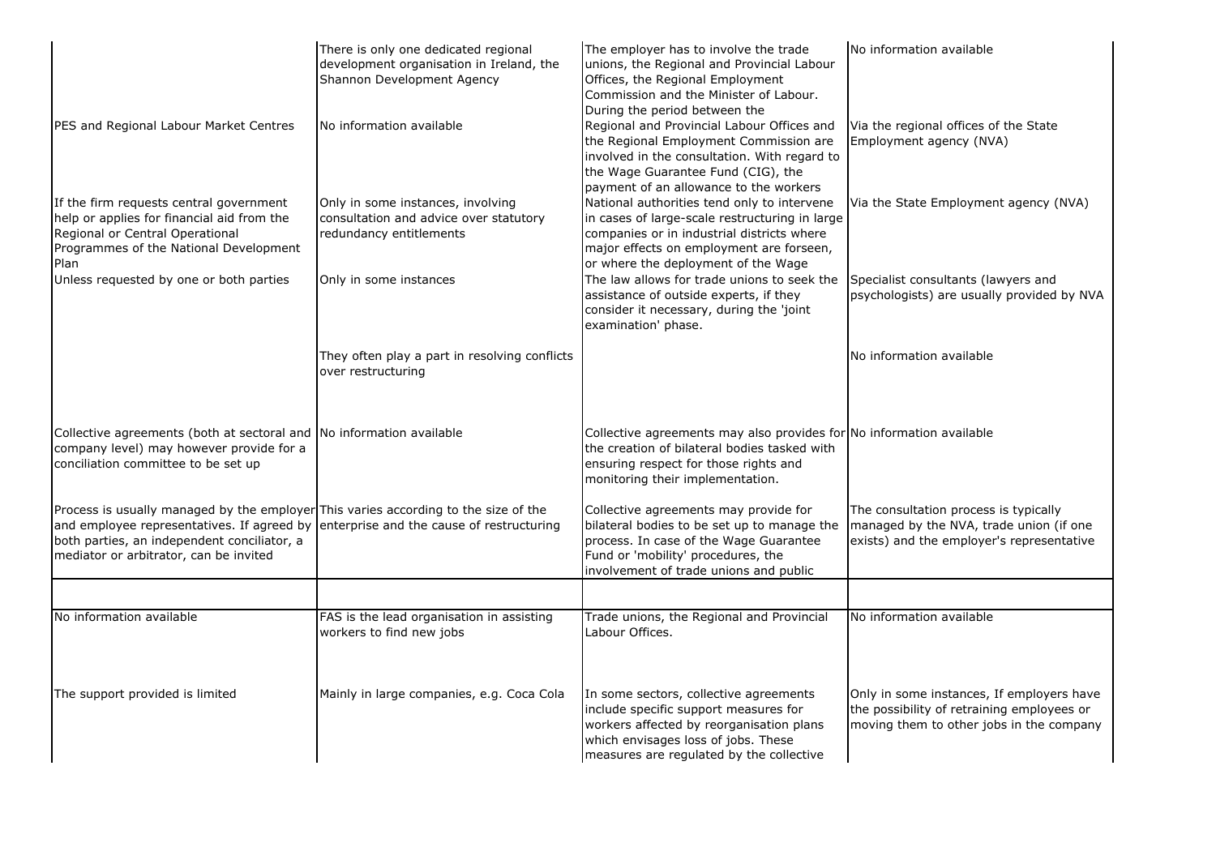| | | | |
|---|---|---|---|
| | There is only one dedicated regional development organisation in Ireland, the Shannon Development Agency | The employer has to involve the trade unions, the Regional and Provincial Labour Offices, the Regional Employment Commission and the Minister of Labour. During the period between the | No information available |
| PES and Regional Labour Market Centres | No information available | Regional and Provincial Labour Offices and the Regional Employment Commission are involved in the consultation. With regard to the Wage Guarantee Fund (CIG), the payment of an allowance to the workers | Via the regional offices of the State Employment agency (NVA) |
| If the firm requests central government help or applies for financial aid from the Regional or Central Operational Programmes of the National Development Plan | Only in some instances, involving consultation and advice over statutory redundancy entitlements | National authorities tend only to intervene in cases of large-scale restructuring in large companies or in industrial districts where major effects on employment are forseen, or where the deployment of the Wage | Via the State Employment agency (NVA) |
| Unless requested by one or both parties | Only in some instances | The law allows for trade unions to seek the assistance of outside experts, if they consider it necessary, during the 'joint examination' phase. | Specialist consultants (lawyers and psychologists) are usually provided by NVA |
| | They often play a part in resolving conflicts over restructuring | | No information available |
| Collective agreements (both at sectoral and company level) may however provide for a conciliation committee to be set up | No information available | Collective agreements may also provides for the creation of bilateral bodies tasked with ensuring respect for those rights and monitoring their implementation. | No information available |
| Process is usually managed by the employer and employee representatives. If agreed by both parties, an independent conciliator, a mediator or arbitrator, can be invited | This varies according to the size of the enterprise and the cause of restructuring | Collective agreements may provide for bilateral bodies to be set up to manage the process. In case of the Wage Guarantee Fund or 'mobility' procedures, the involvement of trade unions and public | The consultation process is typically managed by the NVA, trade union (if one exists) and the employer's representative |
| | | | |
| No information available | FAS is the lead organisation in assisting workers to find new jobs | Trade unions, the Regional and Provincial Labour Offices. | No information available |
| The support provided is limited | Mainly in large companies, e.g. Coca Cola | In some sectors, collective agreements include specific support measures for workers affected by reorganisation plans which envisages loss of jobs. These measures are regulated by the collective | Only in some instances, If employers have the possibility of retraining employees or moving them to other jobs in the company |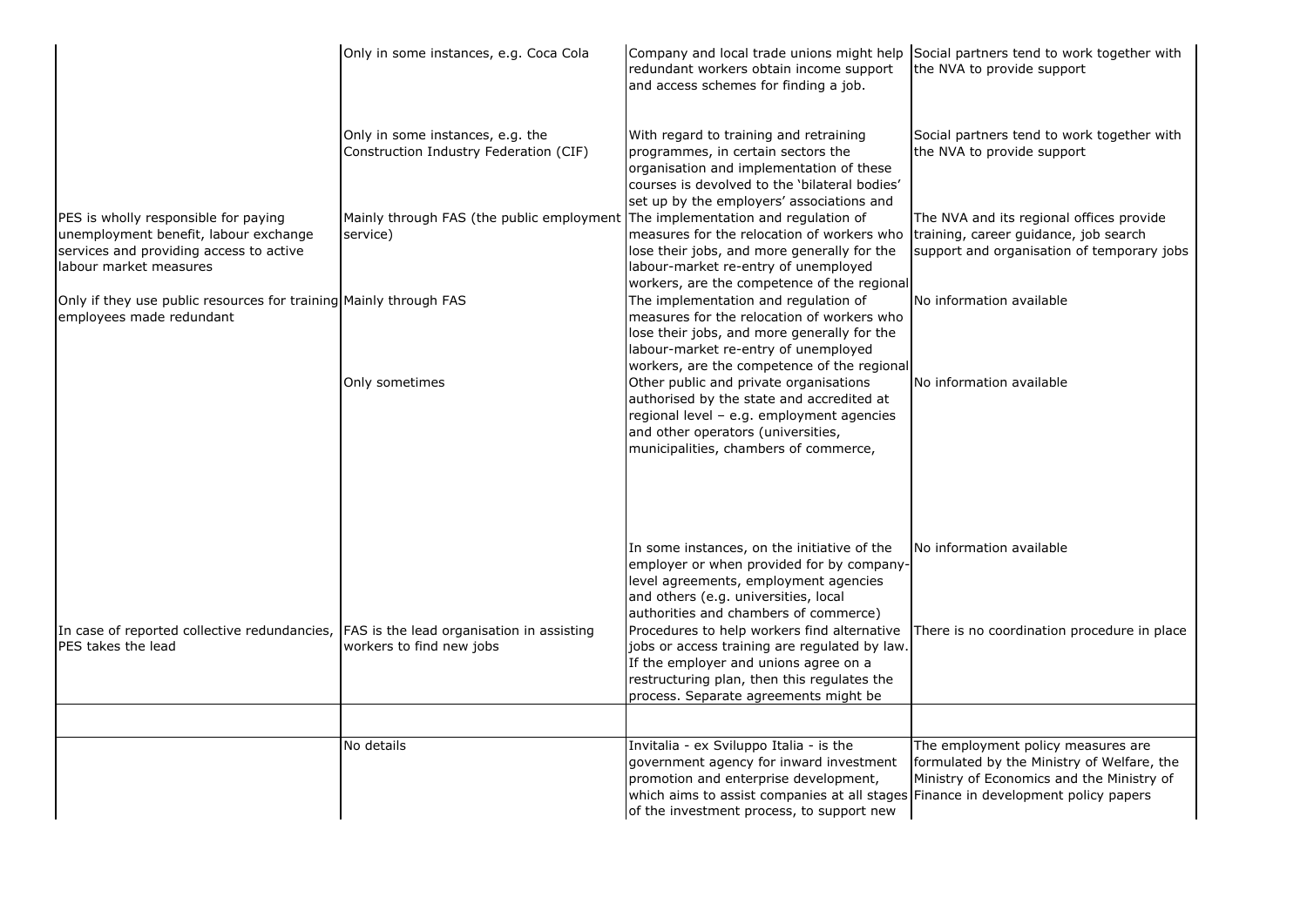| | | | |
|---|---|---|---|
| | Only in some instances, e.g. Coca Cola | Company and local trade unions might help redundant workers obtain income support and access schemes for finding a job. | Social partners tend to work together with the NVA to provide support |
| | Only in some instances, e.g. the Construction Industry Federation (CIF) | With regard to training and retraining programmes, in certain sectors the organisation and implementation of these courses is devolved to the 'bilateral bodies' set up by the employers' associations and | Social partners tend to work together with the NVA to provide support |
| PES is wholly responsible for paying unemployment benefit, labour exchange services and providing access to active labour market measures | Mainly through FAS (the public employment service) | The implementation and regulation of measures for the relocation of workers who lose their jobs, and more generally for the labour-market re-entry of unemployed workers, are the competence of the regional | The NVA and its regional offices provide training, career guidance, job search support and organisation of temporary jobs |
| Only if they use public resources for training employees made redundant | Mainly through FAS | The implementation and regulation of measures for the relocation of workers who lose their jobs, and more generally for the labour-market re-entry of unemployed workers, are the competence of the regional | No information available |
| | Only sometimes | Other public and private organisations authorised by the state and accredited at regional level – e.g. employment agencies and other operators (universities, municipalities, chambers of commerce, | No information available |
| | | In some instances, on the initiative of the employer or when provided for by company-level agreements, employment agencies and others (e.g. universities, local authorities and chambers of commerce) | No information available |
| In case of reported collective redundancies, PES takes the lead | FAS is the lead organisation in assisting workers to find new jobs | Procedures to help workers find alternative jobs or access training are regulated by law. If the employer and unions agree on a restructuring plan, then this regulates the process. Separate agreements might be | There is no coordination procedure in place |
| | | | |
| | No details | Invitalia - ex Sviluppo Italia - is the government agency for inward investment promotion and enterprise development, which aims to assist companies at all stages of the investment process, to support new | The employment policy measures are formulated by the Ministry of Welfare, the Ministry of Economics and the Ministry of Finance in development policy papers |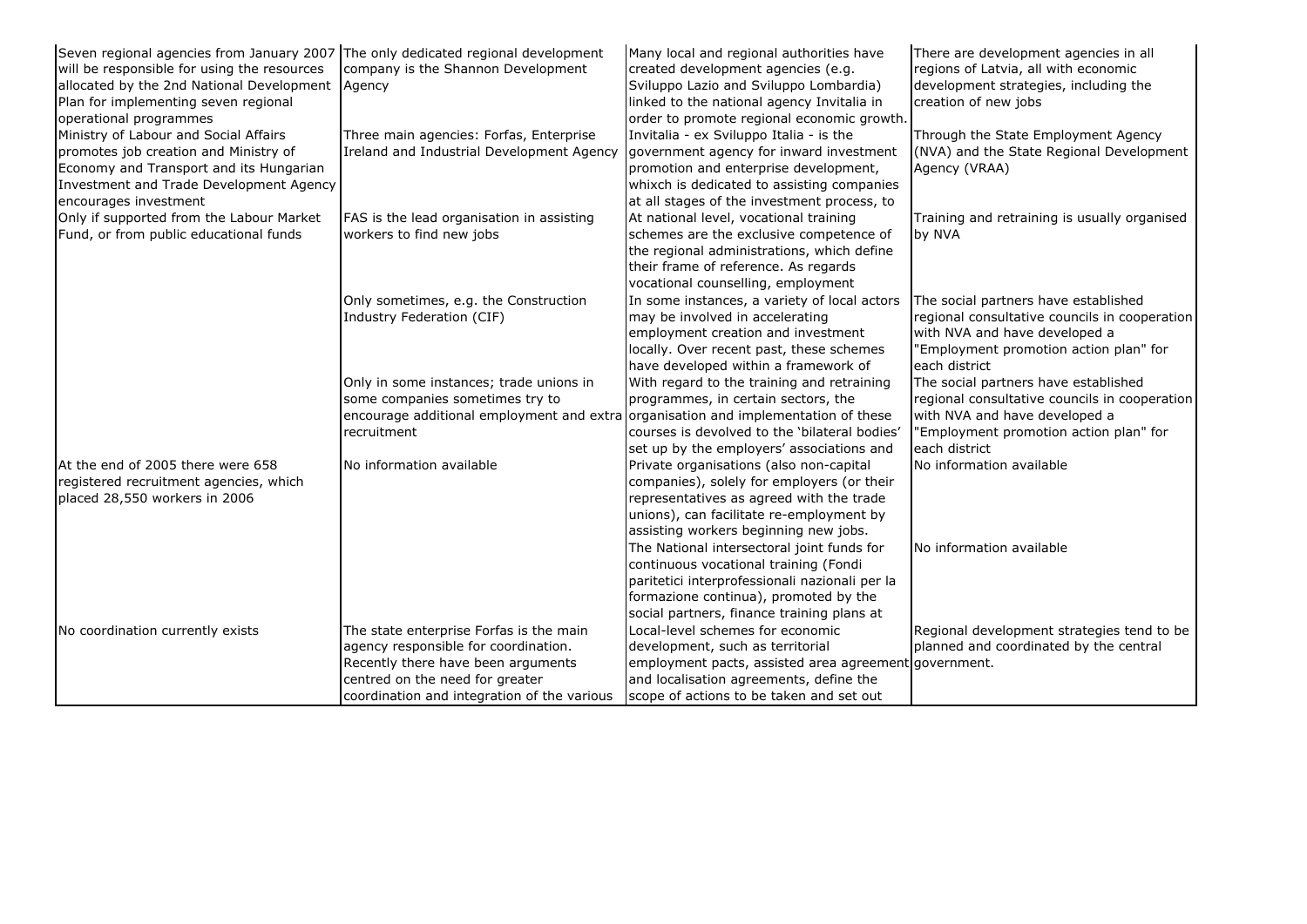| | | | |
|---|---|---|---|
| Seven regional agencies from January 2007 will be responsible for using the resources allocated by the 2nd National Development Plan for implementing seven regional operational programmes | The only dedicated regional development company is the Shannon Development Agency | Many local and regional authorities have created development agencies (e.g. Sviluppo Lazio and Sviluppo Lombardia) linked to the national agency Invitalia in order to promote regional economic growth. | There are development agencies in all regions of Latvia, all with economic development strategies, including the creation of new jobs |
| Ministry of Labour and Social Affairs promotes job creation and Ministry of Economy and Transport and its Hungarian Investment and Trade Development Agency encourages investment | Three main agencies: Forfas, Enterprise Ireland and Industrial Development Agency | Invitalia - ex Sviluppo Italia - is the government agency for inward investment promotion and enterprise development, whixch is dedicated to assisting companies at all stages of the investment process, to | Through the State Employment Agency (NVA) and the State Regional Development Agency (VRAA) |
| Only if supported from the Labour Market Fund, or from public educational funds | FAS is the lead organisation in assisting workers to find new jobs | At national level, vocational training schemes are the exclusive competence of the regional administrations, which define their frame of reference. As regards vocational counselling, employment | Training and retraining is usually organised by NVA |
| | Only sometimes, e.g. the Construction Industry Federation (CIF) | In some instances, a variety of local actors may be involved in accelerating employment creation and investment locally. Over recent past, these schemes have developed within a framework of | The social partners have established regional consultative councils in cooperation with NVA and have developed a "Employment promotion action plan" for each district |
| | Only in some instances; trade unions in some companies sometimes try to encourage additional employment and extra recruitment | With regard to the training and retraining programmes, in certain sectors, the organisation and implementation of these courses is devolved to the 'bilateral bodies' set up by the employers' associations and | The social partners have established regional consultative councils in cooperation with NVA and have developed a "Employment promotion action plan" for each district |
| At the end of 2005 there were 658 registered recruitment agencies, which placed 28,550 workers in 2006 | No information available | Private organisations (also non-capital companies), solely for employers (or their representatives as agreed with the trade unions), can facilitate re-employment by assisting workers beginning new jobs. | No information available |
| | | The National intersectoral joint funds for continuous vocational training (Fondi paritetici interprofessionali nazionali per la formazione continua), promoted by the social partners, finance training plans at | No information available |
| No coordination currently exists | The state enterprise Forfas is the main agency responsible for coordination. Recently there have been arguments centred on the need for greater coordination and integration of the various | Local-level schemes for economic development, such as territorial employment pacts, assisted area agreement and localisation agreements, define the scope of actions to be taken and set out | Regional development strategies tend to be planned and coordinated by the central government. |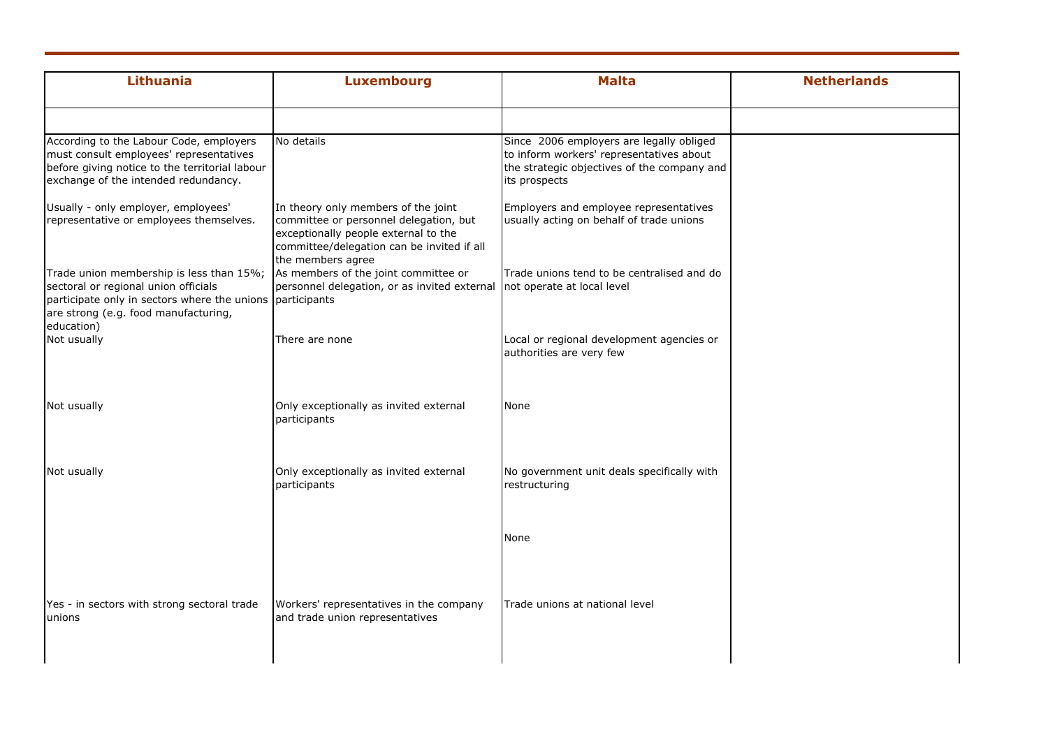| Lithuania | Luxembourg | Malta | Netherlands |
|---|---|---|---|
| | | | |
| According to the Labour Code, employers must consult employees' representatives before giving notice to the territorial labour exchange of the intended redundancy. | No details | Since 2006 employers are legally obliged to inform workers' representatives about the strategic objectives of the company and its prospects | |
| Usually - only employer, employees' representative or employees themselves. | In theory only members of the joint committee or personnel delegation, but exceptionally people external to the committee/delegation can be invited if all the members agree | Employers and employee representatives usually acting on behalf of trade unions | |
| Trade union membership is less than 15%; sectoral or regional union officials participate only in sectors where the unions are strong (e.g. food manufacturing, education) | As members of the joint committee or personnel delegation, or as invited external participants | Trade unions tend to be centralised and do not operate at local level | |
| Not usually | There are none | Local or regional development agencies or authorities are very few | |
| Not usually | Only exceptionally as invited external participants | None | |
| Not usually | Only exceptionally as invited external participants | No government unit deals specifically with restructuring | |
| | | None | |
| Yes - in sectors with strong sectoral trade unions | Workers' representatives in the company and trade union representatives | Trade unions at national level | |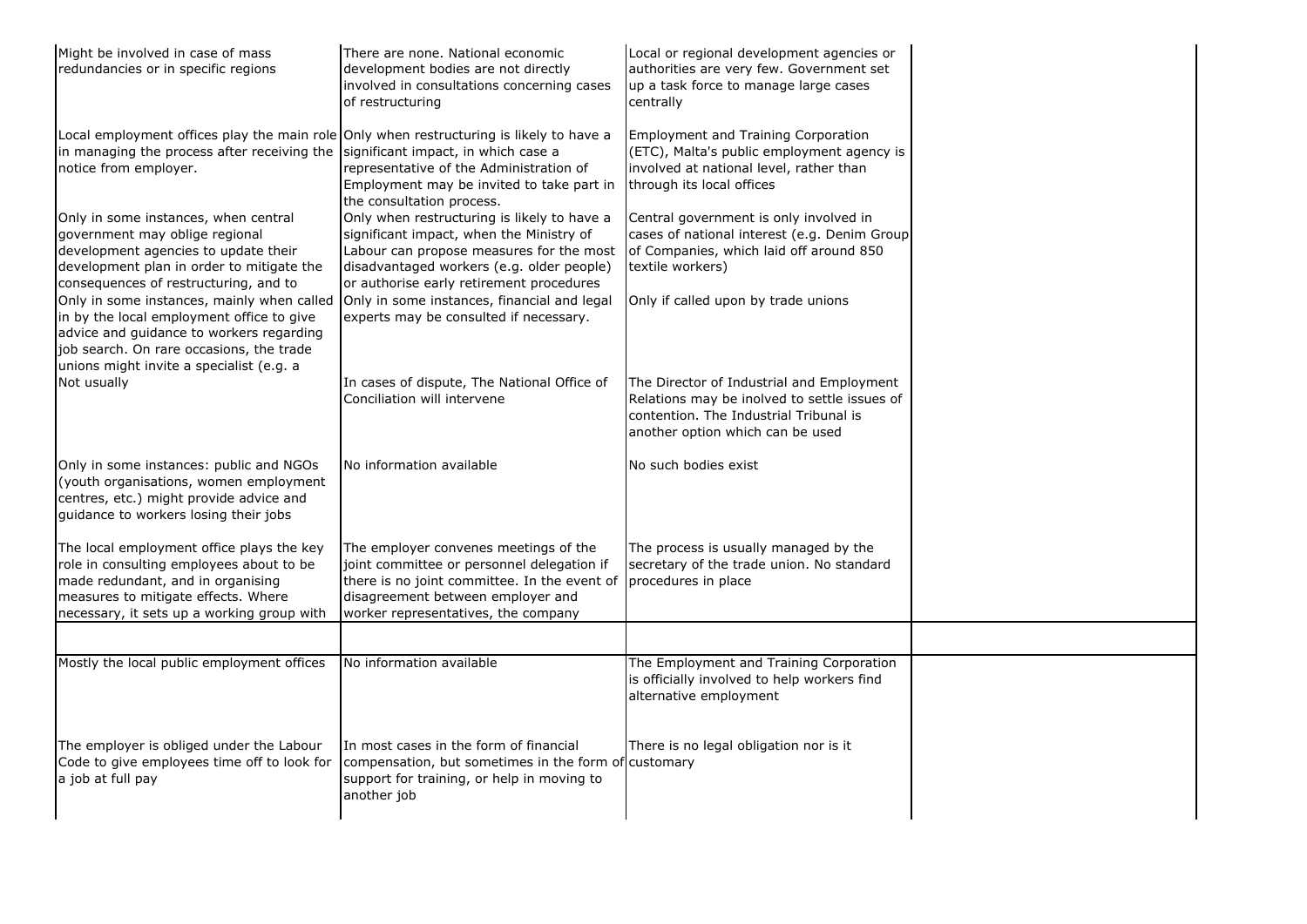| | | | |
|---|---|---|---|
| Might be involved in case of mass redundancies or in specific regions | There are none. National economic development bodies are not directly involved in consultations concerning cases of restructuring | Local or regional development agencies or authorities are very few. Government set up a task force to manage large cases centrally | |
| Local employment offices play the main role in managing the process after receiving the notice from employer. | Only when restructuring is likely to have a significant impact, in which case a representative of the Administration of Employment may be invited to take part in the consultation process. | Employment and Training Corporation (ETC), Malta's public employment agency is involved at national level, rather than through its local offices | |
| Only in some instances, when central government may oblige regional development agencies to update their development plan in order to mitigate the consequences of restructuring, and to | Only when restructuring is likely to have a significant impact, when the Ministry of Labour can propose measures for the most disadvantaged workers (e.g. older people) or authorise early retirement procedures | Central government is only involved in cases of national interest (e.g. Denim Group of Companies, which laid off around 850 textile workers) | |
| Only in some instances, mainly when called in by the local employment office to give advice and guidance to workers regarding job search. On rare occasions, the trade unions might invite a specialist (e.g. a | Only in some instances, financial and legal experts may be consulted if necessary. | Only if called upon by trade unions | |
| Not usually | In cases of dispute, The National Office of Conciliation will intervene | The Director of Industrial and Employment Relations may be inolved to settle issues of contention. The Industrial Tribunal is another option which can be used | |
| Only in some instances: public and NGOs (youth organisations, women employment centres, etc.) might provide advice and guidance to workers losing their jobs | No information available | No such bodies exist | |
| The local employment office plays the key role in consulting employees about to be made redundant, and in organising measures to mitigate effects. Where necessary, it sets up a working group with | The employer convenes meetings of the joint committee or personnel delegation if there is no joint committee. In the event of disagreement between employer and worker representatives, the company | The process is usually managed by the secretary of the trade union. No standard procedures in place | |
| | | | |
| Mostly the local public employment offices | No information available | The Employment and Training Corporation is officially involved to help workers find alternative employment | |
| The employer is obliged under the Labour Code to give employees time off to look for a job at full pay | In most cases in the form of financial compensation, but sometimes in the form of support for training, or help in moving to another job | There is no legal obligation nor is it customary | |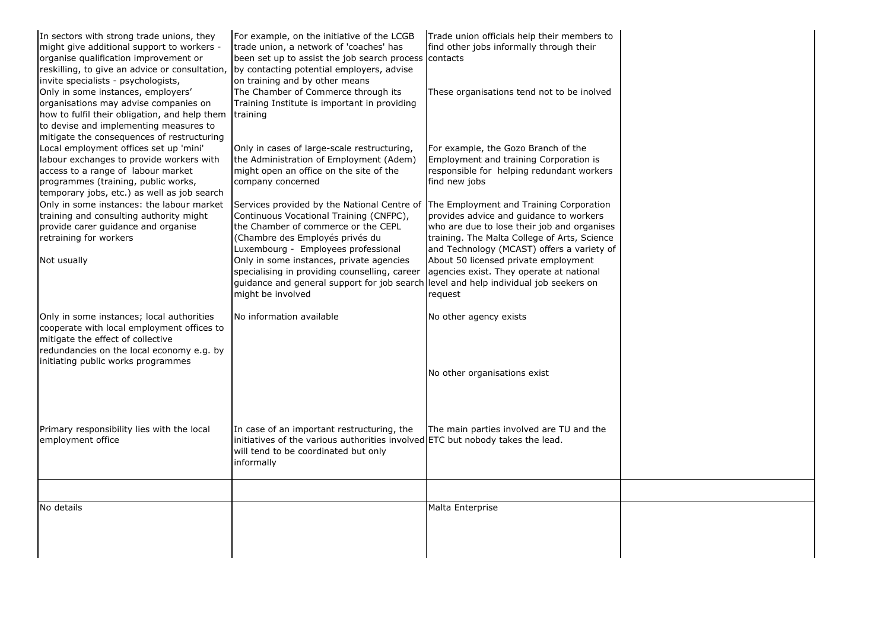| | | | |
|---|---|---|---|
| In sectors with strong trade unions, they might give additional support to workers - organise qualification improvement or reskilling, to give an advice or consultation, invite specialists - psychologists, | For example, on the initiative of the LCGB trade union, a network of 'coaches' has been set up to assist the job search process by contacting potential employers, advise on training and by other means | Trade union officials help their members to find other jobs informally through their contacts | |
| Only in some instances, employers' organisations may advise companies on how to fulfil their obligation, and help them to devise and implementing measures to mitigate the consequences of restructuring | The Chamber of Commerce through its Training Institute is important in providing training | These organisations tend not to be inolved | |
| Local employment offices set up 'mini' labour exchanges to provide workers with access to a range of labour market programmes (training, public works, temporary jobs, etc.) as well as job search | Only in cases of large-scale restructuring, the Administration of Employment (Adem) might open an office on the site of the company concerned | For example, the Gozo Branch of the Employment and training Corporation is responsible for helping redundant workers find new jobs | |
| Only in some instances: the labour market training and consulting authority might provide carer guidance and organise retraining for workers | Services provided by the National Centre of Continuous Vocational Training (CNFPC), the Chamber of commerce or the CEPL (Chambre des Employés privés du Luxembourg - Employees professional | The Employment and Training Corporation provides advice and guidance to workers who are due to lose their job and organises training. The Malta College of Arts, Science and Technology (MCAST) offers a variety of | |
| Not usually | Only in some instances, private agencies specialising in providing counselling, career guidance and general support for job search might be involved | About 50 licensed private employment agencies exist. They operate at national level and help individual job seekers on request | |
| Only in some instances; local authorities cooperate with local employment offices to mitigate the effect of collective redundancies on the local economy e.g. by initiating public works programmes | No information available | No other agency exists | |
| | | No other organisations exist | |
| Primary responsibility lies with the local employment office | In case of an important restructuring, the initiatives of the various authorities involved will tend to be coordinated but only informally | The main parties involved are TU and the ETC but nobody takes the lead. | |
| | | | |
| No details | | Malta Enterprise | |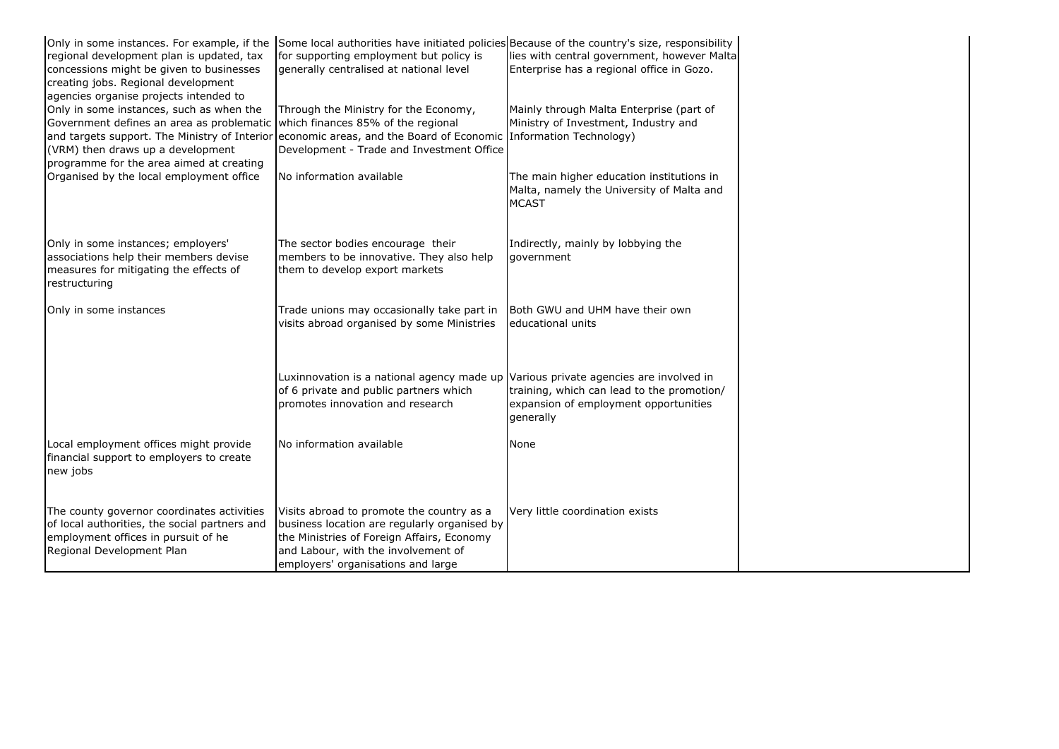| | | | |
|---|---|---|---|
| Only in some instances. For example, if the regional development plan is updated, tax concessions might be given to businesses creating jobs. Regional development agencies organise projects intended to | Some local authorities have initiated policies for supporting employment but policy is generally centralised at national level | Because of the country's size, responsibility lies with central government, however Malta Enterprise has a regional office in Gozo. | |
| Only in some instances, such as when the Government defines an area as problematic and targets support. The Ministry of Interior (VRM) then draws up a development programme for the area aimed at creating | Through the Ministry for the Economy, which finances 85% of the regional economic areas, and the Board of Economic Development - Trade and Investment Office | Mainly through Malta Enterprise (part of Ministry of Investment, Industry and Information Technology) | |
| Organised by the local employment office | No information available | The main higher education institutions in Malta, namely the University of Malta and MCAST | |
| Only in some instances; employers' associations help their members devise measures for mitigating the effects of restructuring | The sector bodies encourage their members to be innovative. They also help them to develop export markets | Indirectly, mainly by lobbying the government | |
| Only in some instances | Trade unions may occasionally take part in visits abroad organised by some Ministries | Both GWU and UHM have their own educational units | |
| | Luxinnovation is a national agency made up of 6 private and public partners which promotes innovation and research | Various private agencies are involved in training, which can lead to the promotion/ expansion of employment opportunities generally | |
| Local employment offices might provide financial support to employers to create new jobs | No information available | None | |
| The county governor coordinates activities of local authorities, the social partners and employment offices in pursuit of he Regional Development Plan | Visits abroad to promote the country as a business location are regularly organised by the Ministries of Foreign Affairs, Economy and Labour, with the involvement of employers' organisations and large | Very little coordination exists | |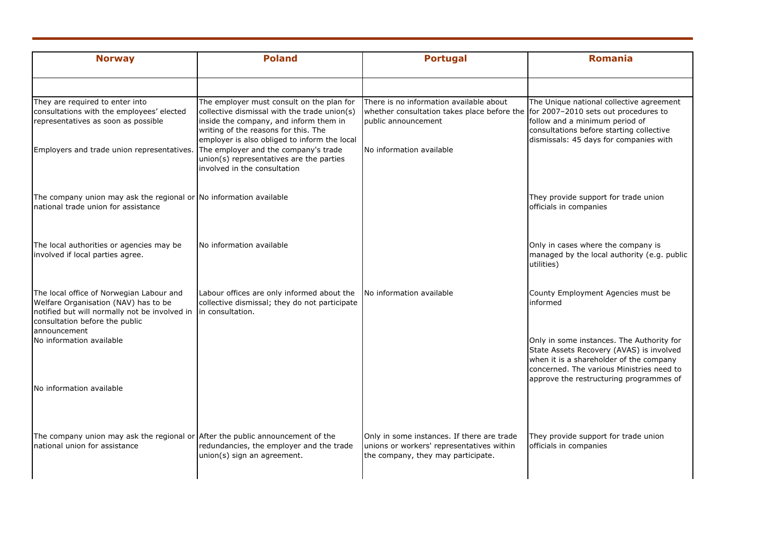| Norway | Poland | Portugal | Romania |
|---|---|---|---|
| | | | |
| They are required to enter into consultations with the employees' elected representatives as soon as possible | The employer must consult on the plan for collective dismissal with the trade union(s) inside the company, and inform them in writing of the reasons for this. The employer is also obliged to inform the local | There is no information available about whether consultation takes place before the public announcement | The Unique national collective agreement for 2007–2010 sets out procedures to follow and a minimum period of consultations before starting collective dismissals: 45 days for companies with |
| Employers and trade union representatives. | The employer and the company's trade union(s) representatives are the parties involved in the consultation | No information available | |
| The company union may ask the regional or national trade union for assistance | No information available | | They provide support for trade union officials in companies |
| The local authorities or agencies may be involved if local parties agree. | No information available | | Only in cases where the company is managed by the local authority (e.g. public utilities) |
| The local office of Norwegian Labour and Welfare Organisation (NAV) has to be notified but will normally not be involved in consultation before the public announcement | Labour offices are only informed about the collective dismissal; they do not participate in consultation. | No information available | County Employment Agencies must be informed |
| No information available | | | Only in some instances. The Authority for State Assets Recovery (AVAS) is involved when it is a shareholder of the company concerned. The various Ministries need to approve the restructuring programmes of |
| No information available | | | |
| The company union may ask the regional or national union for assistance | After the public announcement of the redundancies, the employer and the trade union(s) sign an agreement. | Only in some instances. If there are trade unions or workers' representatives within the company, they may participate. | They provide support for trade union officials in companies |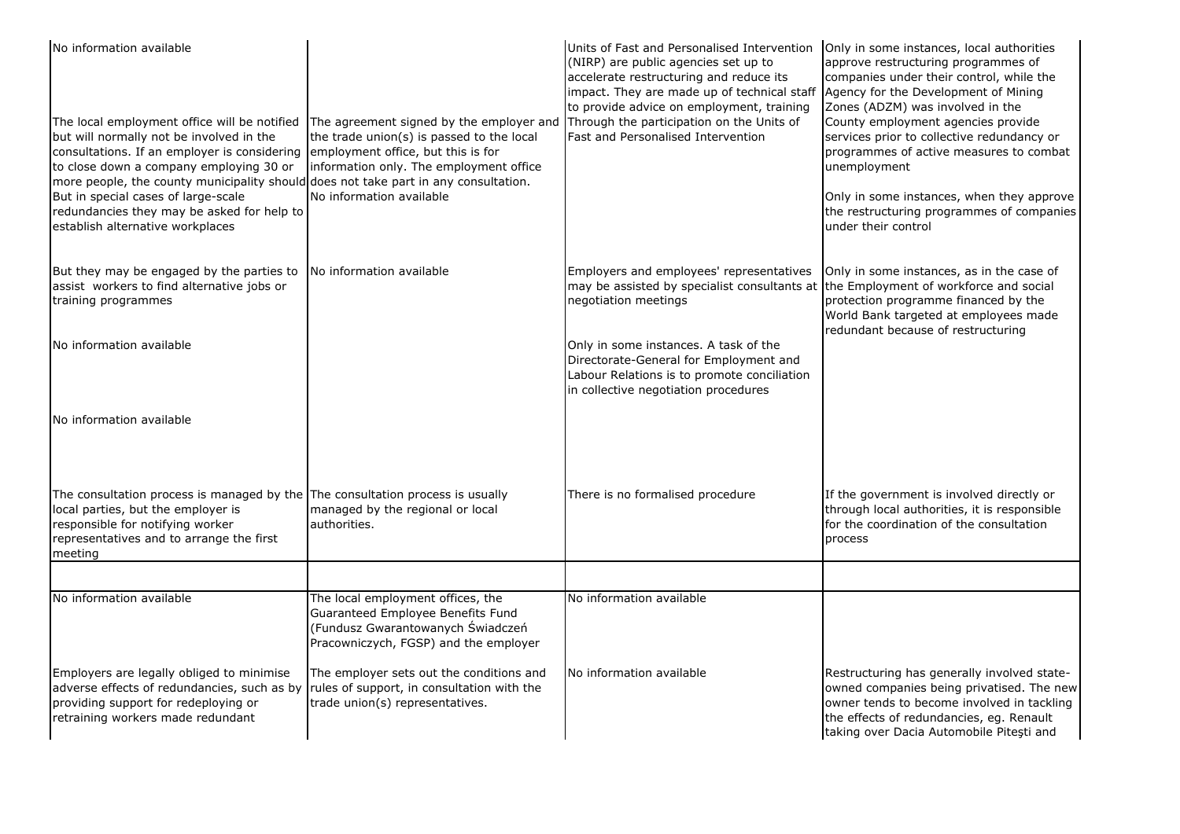| | | | |
|---|---|---|---|
| No information available | | Units of Fast and Personalised Intervention (NIRP) are public agencies set up to accelerate restructuring and reduce its impact. They are made up of technical staff to provide advice on employment, training | Only in some instances, local authorities approve restructuring programmes of companies under their control, while the Agency for the Development of Mining Zones (ADZM) was involved in the |
| The local employment office will be notified but will normally not be involved in the consultations. If an employer is considering to close down a company employing 30 or more people, the county municipality should | The agreement signed by the employer and the trade union(s) is passed to the local employment office, but this is for information only. The employment office does not take part in any consultation. | Through the participation on the Units of Fast and Personalised Intervention | County employment agencies provide services prior to collective redundancy or programmes of active measures to combat unemployment |
| But in special cases of large-scale redundancies they may be asked for help to establish alternative workplaces | No information available | | Only in some instances, when they approve the restructuring programmes of companies under their control |
| But they may be engaged by the parties to assist workers to find alternative jobs or training programmes | No information available | Employers and employees' representatives may be assisted by specialist consultants at negotiation meetings | Only in some instances, as in the case of the Employment of workforce and social protection programme financed by the World Bank targeted at employees made redundant because of restructuring |
| No information available | | Only in some instances. A task of the Directorate-General for Employment and Labour Relations is to promote conciliation in collective negotiation procedures | |
| No information available | | | |
| The consultation process is managed by the local parties, but the employer is responsible for notifying worker representatives and to arrange the first meeting | The consultation process is usually managed by the regional or local authorities. | There is no formalised procedure | If the government is involved directly or through local authorities, it is responsible for the coordination of the consultation process |
| | | | |
| No information available | The local employment offices, the Guaranteed Employee Benefits Fund (Fundusz Gwarantowanych Świadczeń Pracowniczych, FGSP) and the employer | No information available | |
| Employers are legally obliged to minimise adverse effects of redundancies, such as by providing support for redeploying or retraining workers made redundant | The employer sets out the conditions and rules of support, in consultation with the trade union(s) representatives. | No information available | Restructuring has generally involved state-owned companies being privatised. The new owner tends to become involved in tackling the effects of redundancies, eg. Renault taking over Dacia Automobile Piteşti and |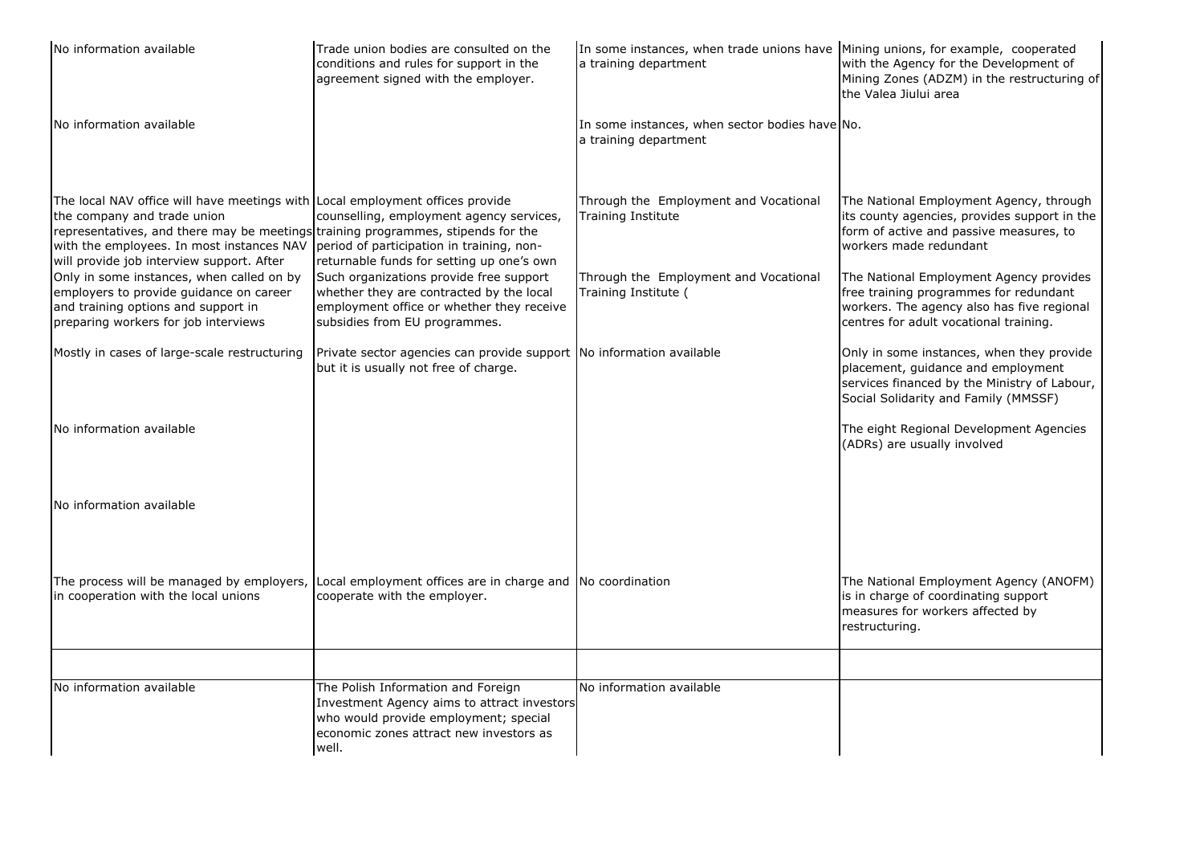| | | | |
|---|---|---|---|
| No information available | Trade union bodies are consulted on the conditions and rules for support in the agreement signed with the employer. | In some instances, when trade unions have a training department | Mining unions, for example, cooperated with the Agency for the Development of Mining Zones (ADZM) in the restructuring of the Valea Jiului area |
| No information available | | In some instances, when sector bodies have a training department | No. |
| The local NAV office will have meetings with the company and trade union representatives, and there may be meetings with the employees. In most instances NAV will provide job interview support. After | Local employment offices provide counselling, employment agency services, training programmes, stipends for the period of participation in training, non-returnable funds for setting up one's own | Through the Employment and Vocational Training Institute | The National Employment Agency, through its county agencies, provides support in the form of active and passive measures, to workers made redundant |
| Only in some instances, when called on by employers to provide guidance on career and training options and support in preparing workers for job interviews | Such organizations provide free support whether they are contracted by the local employment office or whether they receive subsidies from EU programmes. | Through the Employment and Vocational Training Institute ( | The National Employment Agency provides free training programmes for redundant workers. The agency also has five regional centres for adult vocational training. |
| Mostly in cases of large-scale restructuring | Private sector agencies can provide support but it is usually not free of charge. | No information available | Only in some instances, when they provide placement, guidance and employment services financed by the Ministry of Labour, Social Solidarity and Family (MMSSF) |
| No information available | | | The eight Regional Development Agencies (ADRs) are usually involved |
| No information available | | | |
| The process will be managed by employers, in cooperation with the local unions | Local employment offices are in charge and cooperate with the employer. | No coordination | The National Employment Agency (ANOFM) is in charge of coordinating support measures for workers affected by restructuring. |
| | | | |
| No information available | The Polish Information and Foreign Investment Agency aims to attract investors who would provide employment; special economic zones attract new investors as well. | No information available | |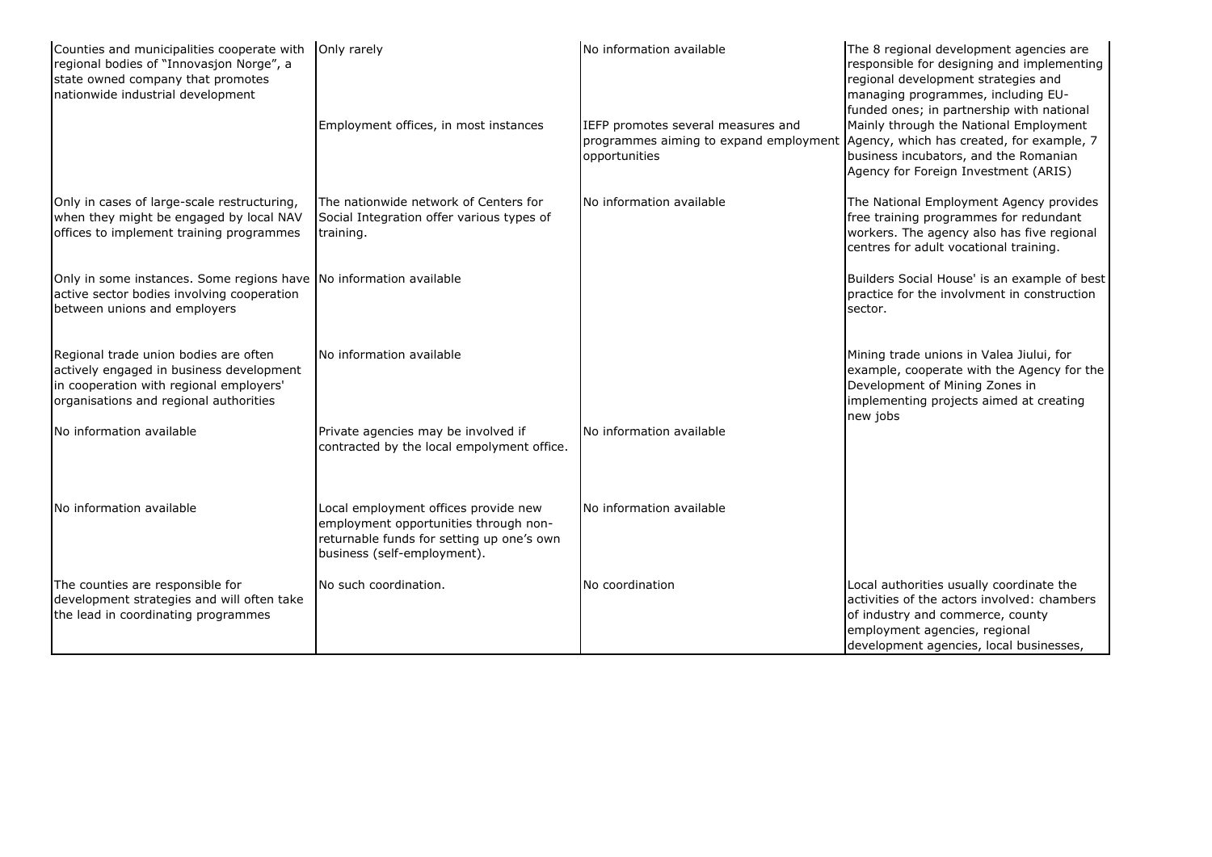| | | | |
|---|---|---|---|
| Counties and municipalities cooperate with regional bodies of "Innovasjon Norge", a state owned company that promotes nationwide industrial development | Only rarely | No information available | The 8 regional development agencies are responsible for designing and implementing regional development strategies and managing programmes, including EU-funded ones; in partnership with national |
| | Employment offices, in most instances | IEFP promotes several measures and programmes aiming to expand employment opportunities | Mainly through the National Employment Agency, which has created, for example, 7 business incubators, and the Romanian Agency for Foreign Investment (ARIS) |
| Only in cases of large-scale restructuring, when they might be engaged by local NAV offices to implement training programmes | The nationwide network of Centers for Social Integration offer various types of training. | No information available | The National Employment Agency provides free training programmes for redundant workers. The agency also has five regional centres for adult vocational training. |
| Only in some instances. Some regions have active sector bodies involving cooperation between unions and employers | No information available | | Builders Social House' is an example of best practice for the involvment in construction sector. |
| Regional trade union bodies are often actively engaged in business development in cooperation with regional employers' organisations and regional authorities | No information available | | Mining trade unions in Valea Jiului, for example, cooperate with the Agency for the Development of Mining Zones in implementing projects aimed at creating new jobs |
| No information available | Private agencies may be involved if contracted by the local empolyment office. | No information available | |
| No information available | Local employment offices provide new employment opportunities through non-returnable funds for setting up one's own business (self-employment). | No information available | |
| The counties are responsible for development strategies and will often take the lead in coordinating programmes | No such coordination. | No coordination | Local authorities usually coordinate the activities of the actors involved: chambers of industry and commerce, county employment agencies, regional development agencies, local businesses, |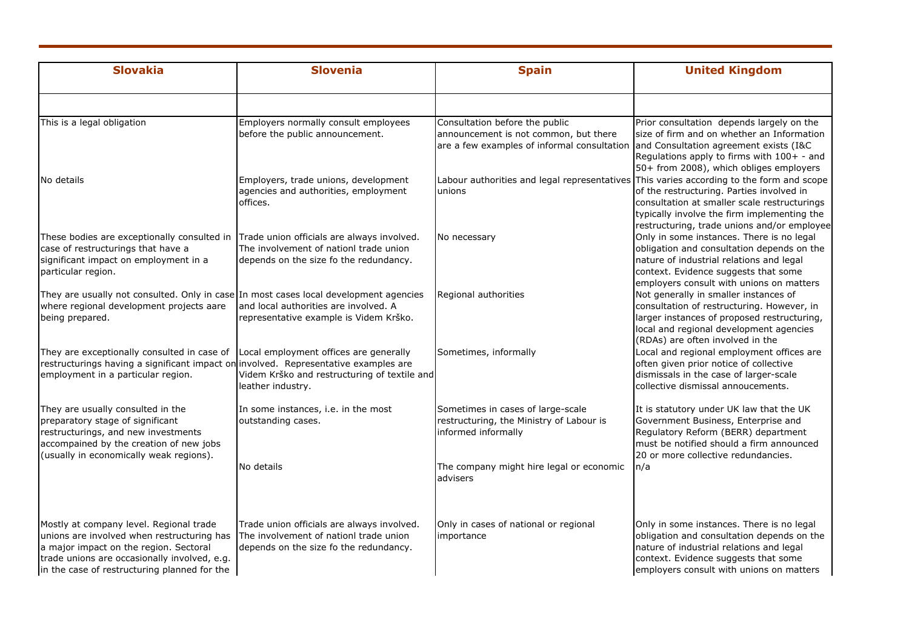| Slovakia | Slovenia | Spain | United Kingdom |
|---|---|---|---|
| | | | |
| This is a legal obligation | Employers normally consult employees before the public announcement. | Consultation before the public announcement is not common, but there are a few examples of informal consultation | Prior consultation depends largely on the size of firm and on whether an Information and Consultation agreement exists (I&C Regulations apply to firms with 100+ - and 50+ from 2008), which obliges employers |
| No details | Employers, trade unions, development agencies and authorities, employment offices. | Labour authorities and legal representatives unions | This varies according to the form and scope of the restructuring. Parties involved in consultation at smaller scale restructurings typically involve the firm implementing the restructuring, trade unions and/or employee |
| These bodies are exceptionally consulted in case of restructurings that have a significant impact on employment in a particular region. | Trade union officials are always involved. The involvement of nationl trade union depends on the size fo the redundancy. | No necessary | Only in some instances. There is no legal obligation and consultation depends on the nature of industrial relations and legal context. Evidence suggests that some employers consult with unions on matters |
| They are usually not consulted. Only in case where regional development projects aare being prepared. | In most cases local development agencies and local authorities are involved. A representative example is Videm Krško. | Regional authorities | Not generally in smaller instances of consultation of restructuring. However, in larger instances of proposed restructuring, local and regional development agencies (RDAs) are often involved in the |
| They are exceptionally consulted in case of restructurings having a significant impact on employment in a particular region. | Local employment offices are generally involved. Representative examples are Videm Krško and restructuring of textile and leather industry. | Sometimes, informally | Local and regional employment offices are often given prior notice of collective dismissals in the case of larger-scale collective dismissal annoucements. |
| They are usually consulted in the preparatory stage of significant restructurings, and new investments accompanied by the creation of new jobs (usually in economically weak regions). | In some instances, i.e. in the most outstanding cases. | Sometimes in cases of large-scale restructuring, the Ministry of Labour is informed informally | It is statutory under UK law that the UK Government Business, Enterprise and Regulatory Reform (BERR) department must be notified should a firm announced 20 or more collective redundancies. |
| | No details | The company might hire legal or economic advisers | n/a |
| Mostly at company level. Regional trade unions are involved when restructuring has a major impact on the region. Sectoral trade unions are occasionally involved, e.g. in the case of restructuring planned for the | Trade union officials are always involved. The involvement of nationl trade union depends on the size fo the redundancy. | Only in cases of national or regional importance | Only in some instances. There is no legal obligation and consultation depends on the nature of industrial relations and legal context. Evidence suggests that some employers consult with unions on matters |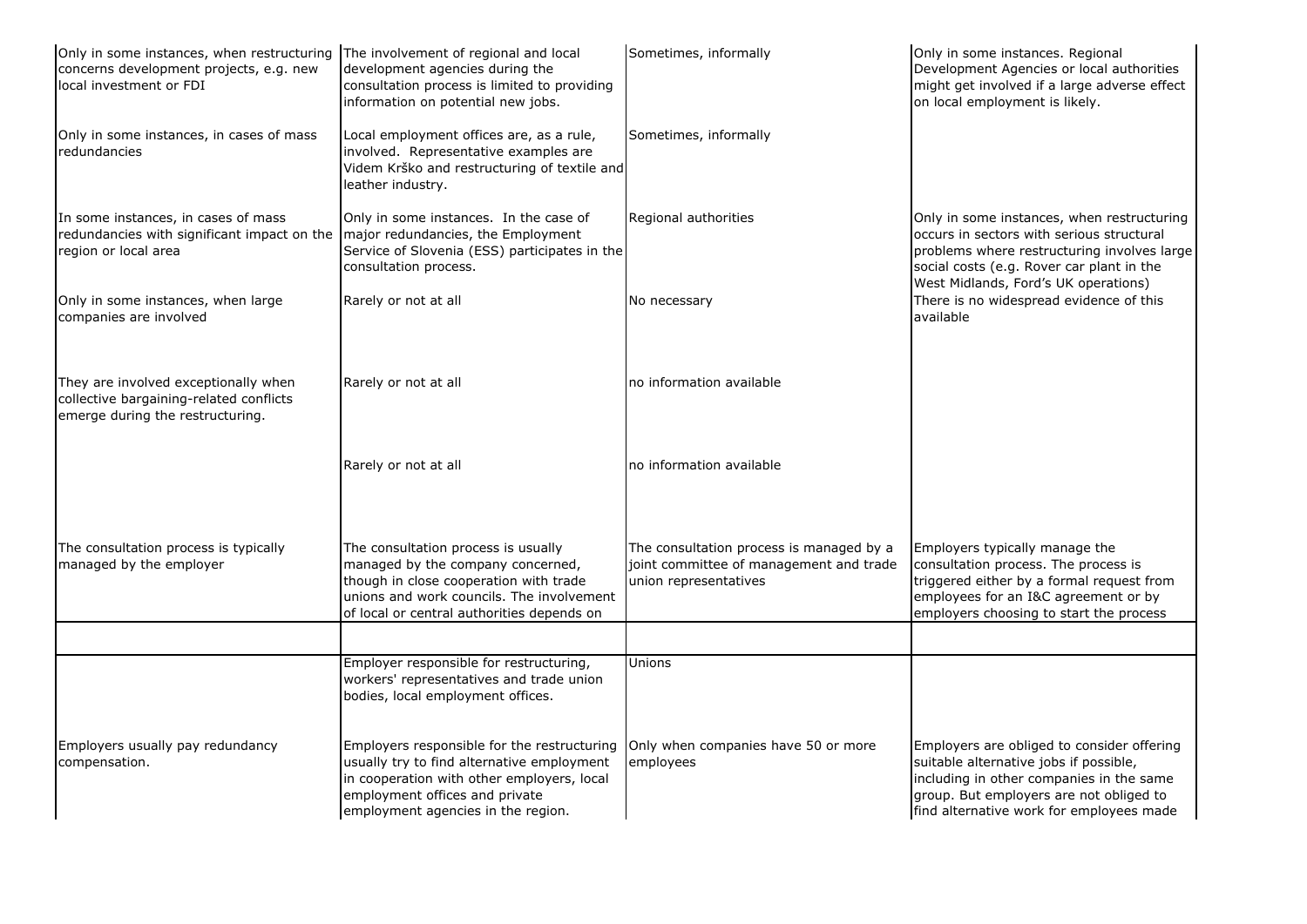| | | | |
|---|---|---|---|
| Only in some instances, when restructuring concerns development projects, e.g. new local investment or FDI | The involvement of regional and local development agencies during the consultation process is limited to providing information on potential new jobs. | Sometimes, informally | Only in some instances. Regional Development Agencies or local authorities might get involved if a large adverse effect on local employment is likely. |
| Only in some instances, in cases of mass redundancies | Local employment offices are, as a rule, involved. Representative examples are Videm Krško and restructuring of textile and leather industry. | Sometimes, informally | |
| In some instances, in cases of mass redundancies with significant impact on the region or local area | Only in some instances. In the case of major redundancies, the Employment Service of Slovenia (ESS) participates in the consultation process. | Regional authorities | Only in some instances, when restructuring occurs in sectors with serious structural problems where restructuring involves large social costs (e.g. Rover car plant in the West Midlands, Ford's UK operations) |
| Only in some instances, when large companies are involved | Rarely or not at all | No necessary | There is no widespread evidence of this available |
| They are involved exceptionally when collective bargaining-related conflicts emerge during the restructuring. | Rarely or not at all | no information available | |
| | Rarely or not at all | no information available | |
| The consultation process is typically managed by the employer | The consultation process is usually managed by the company concerned, though in close cooperation with trade unions and work councils. The involvement of local or central authorities depends on | The consultation process is managed by a joint committee of management and trade union representatives | Employers typically manage the consultation process. The process is triggered either by a formal request from employees for an I&C agreement or by employers choosing to start the process |
| | | | |
| | Employer responsible for restructuring, workers' representatives and trade union bodies, local employment offices. | Unions | |
| Employers usually pay redundancy compensation. | Employers responsible for the restructuring usually try to find alternative employment in cooperation with other employers, local employment offices and private employment agencies in the region. | Only when companies have 50 or more employees | Employers are obliged to consider offering suitable alternative jobs if possible, including in other companies in the same group. But employers are not obliged to find alternative work for employees made |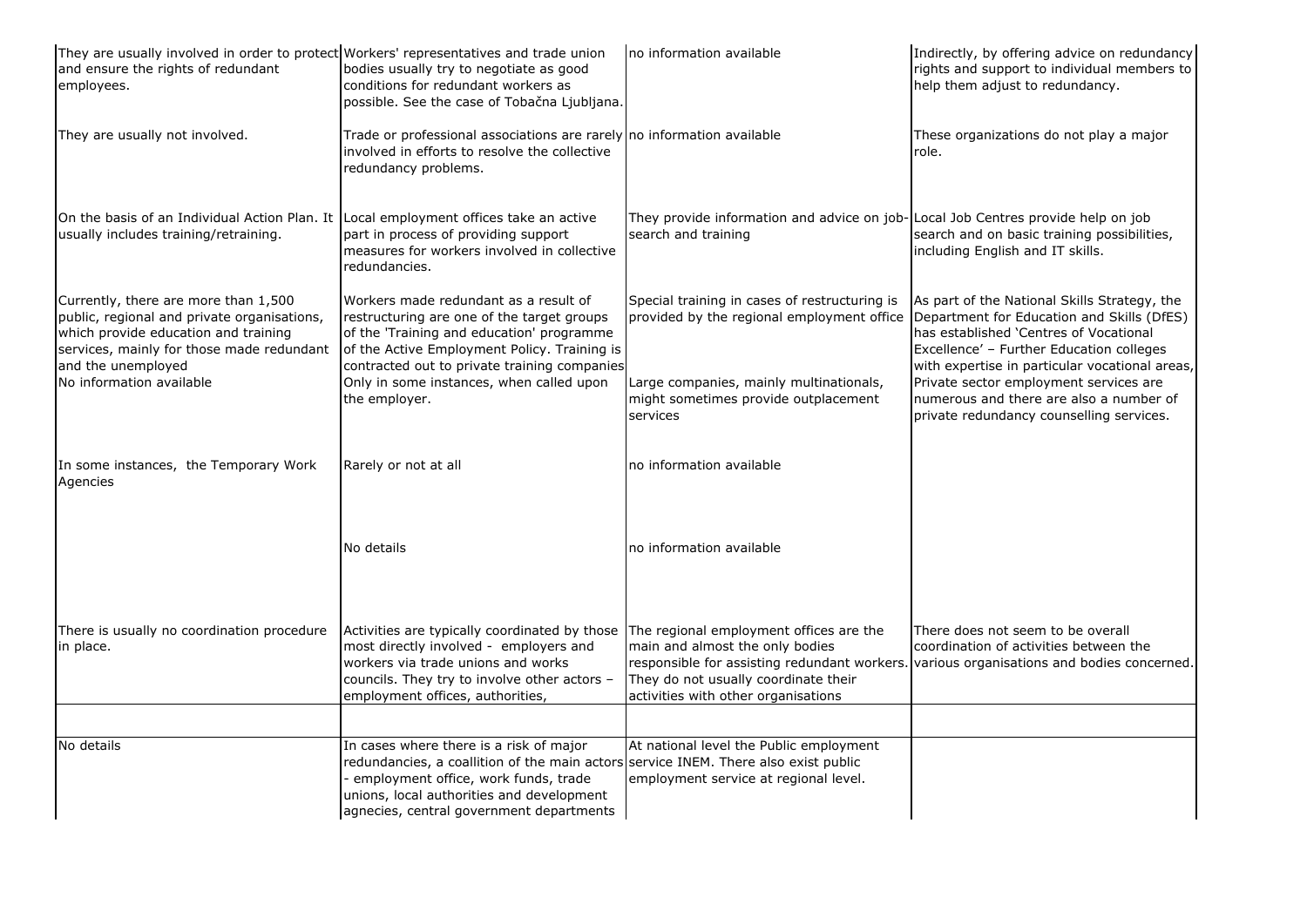| | | | |
|---|---|---|---|
| They are usually involved in order to protect and ensure the rights of redundant employees. | Workers' representatives and trade union bodies usually try to negotiate as good conditions for redundant workers as possible. See the case of Tobačna Ljubljana. | no information available | Indirectly, by offering advice on redundancy rights and support to individual members to help them adjust to redundancy. |
| They are usually not involved. | Trade or professional associations are rarely involved in efforts to resolve the collective redundancy problems. | no information available | These organizations do not play a major role. |
| On the basis of an Individual Action Plan. It usually includes training/retraining. | Local employment offices take an active part in process of providing support measures for workers involved in collective redundancies. | They provide information and advice on job-search and training | Local Job Centres provide help on job search and on basic training possibilities, including English and IT skills. |
| Currently, there are more than 1,500 public, regional and private organisations, which provide education and training services, mainly for those made redundant and the unemployed | Workers made redundant as a result of restructuring are one of the target groups of the 'Training and education' programme of the Active Employment Policy. Training is contracted out to private training companies | Special training in cases of restructuring is provided by the regional employment office | As part of the National Skills Strategy, the Department for Education and Skills (DfES) has established 'Centres of Vocational Excellence' – Further Education colleges with expertise in particular vocational areas, |
| No information available | Only in some instances, when called upon the employer. | Large companies, mainly multinationals, might sometimes provide outplacement services | Private sector employment services are numerous and there are also a number of private redundancy counselling services. |
| In some instances, the Temporary Work Agencies | Rarely or not at all | no information available | |
| | No details | no information available | |
| There is usually no coordination procedure in place. | Activities are typically coordinated by those most directly involved - employers and workers via trade unions and works councils. They try to involve other actors – employment offices, authorities, | The regional employment offices are the main and almost the only bodies responsible for assisting redundant workers. They do not usually coordinate their activities with other organisations | There does not seem to be overall coordination of activities between the various organisations and bodies concerned. |
| | | | |
| No details | In cases where there is a risk of major redundancies, a coallition of the main actors - employment office, work funds, trade unions, local authorities and development agnecies, central government departments | At national level the Public employment service INEM. There also exist public employment service at regional level. | |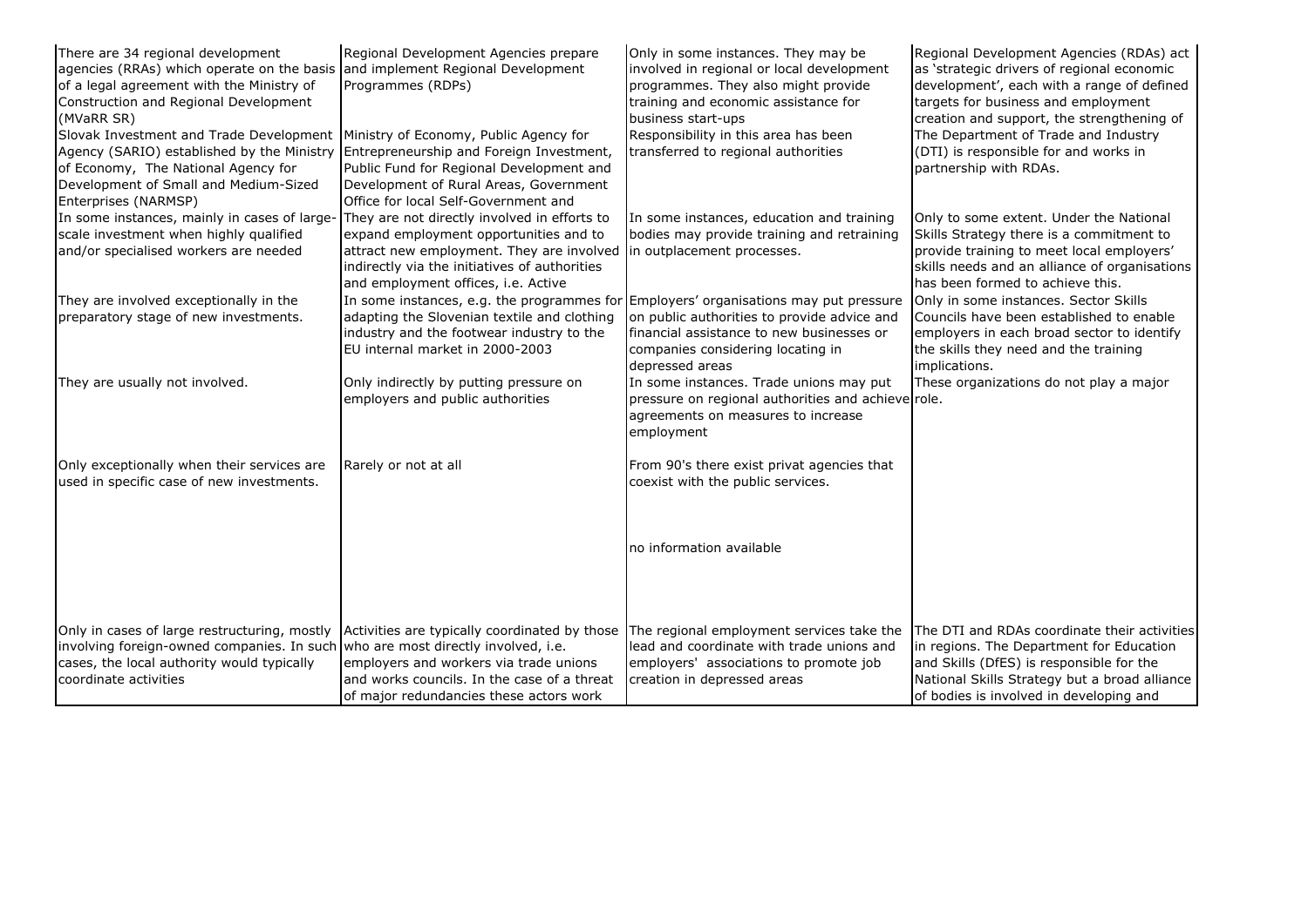| | | | |
|---|---|---|---|
| There are 34 regional development agencies (RRAs) which operate on the basis of a legal agreement with the Ministry of Construction and Regional Development (MVaRR SR) | Regional Development Agencies prepare and implement Regional Development Programmes (RDPs) | Only in some instances. They may be involved in regional or local development programmes. They also might provide training and economic assistance for business start-ups | Regional Development Agencies (RDAs) act as 'strategic drivers of regional economic development', each with a range of defined targets for business and employment creation and support, the strengthening of |
| Slovak Investment and Trade Development Agency (SARIO) established by the Ministry of Economy, The National Agency for Development of Small and Medium-Sized Enterprises (NARMSP) | Ministry of Economy, Public Agency for Entrepreneurship and Foreign Investment, Public Fund for Regional Development and Development of Rural Areas, Government Office for local Self-Government and | Responsibility in this area has been transferred to regional authorities | The Department of Trade and Industry (DTI) is responsible for and works in partnership with RDAs. |
| In some instances, mainly in cases of large-scale investment when highly qualified and/or specialised workers are needed | They are not directly involved in efforts to expand employment opportunities and to attract new employment. They are involved indirectly via the initiatives of authorities and employment offices, i.e. Active | In some instances, education and training bodies may provide training and retraining in outplacement processes. | Only to some extent. Under the National Skills Strategy there is a commitment to provide training to meet local employers' skills needs and an alliance of organisations has been formed to achieve this. |
| They are involved exceptionally in the preparatory stage of new investments. | In some instances, e.g. the programmes for adapting the Slovenian textile and clothing industry and the footwear industry to the EU internal market in 2000-2003 | Employers' organisations may put pressure on public authorities to provide advice and financial assistance to new businesses or companies considering locating in depressed areas | Only in some instances. Sector Skills Councils have been established to enable employers in each broad sector to identify the skills they need and the training implications. |
| They are usually not involved. | Only indirectly by putting pressure on employers and public authorities | In some instances. Trade unions may put pressure on regional authorities and achieve agreements on measures to increase employment | These organizations do not play a major role. |
| Only exceptionally when their services are used in specific case of new investments. | Rarely or not at all | From 90's there exist privat agencies that coexist with the public services. | |
| | | no information available | |
| Only in cases of large restructuring, mostly involving foreign-owned companies. In such cases, the local authority would typically coordinate activities | Activities are typically coordinated by those who are most directly involved, i.e. employers and workers via trade unions and works councils. In the case of a threat of major redundancies these actors work | The regional employment services take the lead and coordinate with trade unions and employers' associations to promote job creation in depressed areas | The DTI and RDAs coordinate their activities in regions. The Department for Education and Skills (DfES) is responsible for the National Skills Strategy but a broad alliance of bodies is involved in developing and |